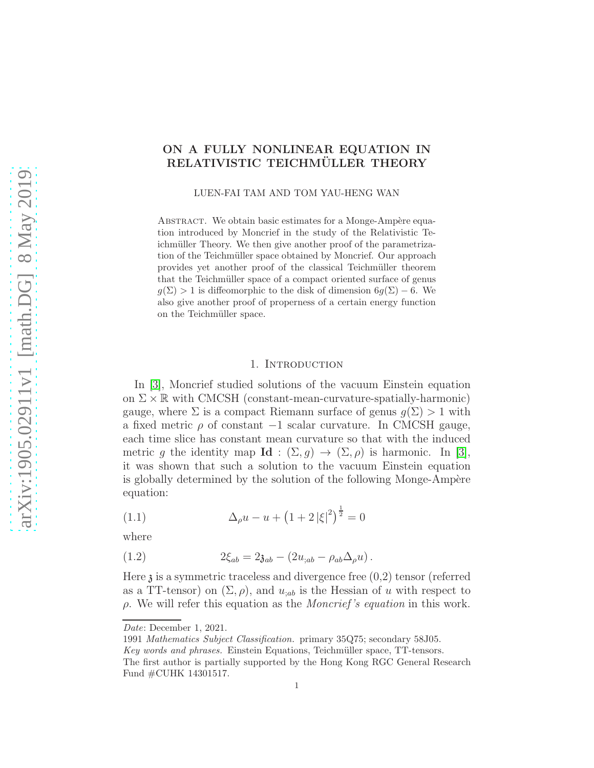# ON A FULLY NONLINEAR EQUATION IN RELATIVISTIC TEICHMÜLLER THEORY

LUEN-FAI TAM AND TOM YAU-HENG WAN

ABSTRACT. We obtain basic estimates for a Monge-Ampère equation introduced by Moncrief in the study of the Relativistic Teichmüller Theory. We then give another proof of the parametrization of the Teichmüller space obtained by Moncrief. Our approach provides yet another proof of the classical Teichmüller theorem that the Teichmüller space of a compact oriented surface of genus $g(\Sigma) > 1$ is diffeomorphic to the disk of dimension $6g(\Sigma) - 6$. We also give another proof of properness of a certain energy function on the Teichmüller space.

## 1. Introduction

In [3], Moncrief studied solutions of the vacuum Einstein equation on $\Sigma \times \mathbb{R}$ with CMCSH (constant-mean-curvature-spatially-harmonic) gauge, where $\Sigma$ is a compact Riemann surface of genus $g(\Sigma) > 1$ with a fixed metric $\rho$ of constant $-1$ scalar curvature. In CMCSH gauge, each time slice has constant mean curvature so that with the induced metric $g$ the identity map $\mathbf{Id} : (\Sigma, g) \to (\Sigma, \rho)$ is harmonic. In [3], it was shown that such a solution to the vacuum Einstein equation is globally determined by the solution of the following Monge-Ampère equation:

$$\Delta_\rho u - u + \left(1 + 2\,|\xi|^2\right)^{\frac{1}{2}} = 0 \tag{1.1}$$

where

$$2\xi_{ab} = 2\mathfrak{z}_{ab} - \left(2u_{;ab} - \rho_{ab}\Delta_\rho u\right). \tag{1.2}$$

Here $\mathfrak{z}$ is a symmetric traceless and divergence free (0,2) tensor (referred as a TT-tensor) on $(\Sigma, \rho)$, and $u_{;ab}$ is the Hessian of $u$ with respect to $\rho$. We will refer this equation as the *Moncrief's equation* in this work.

---

*Date*: December 1, 2021.

1991 *Mathematics Subject Classification.* primary 35Q75; secondary 58J05.

*Key words and phrases.* Einstein Equations, Teichmüller space, TT-tensors.

The first author is partially supported by the Hong Kong RGC General Research Fund #CUHK 14301517.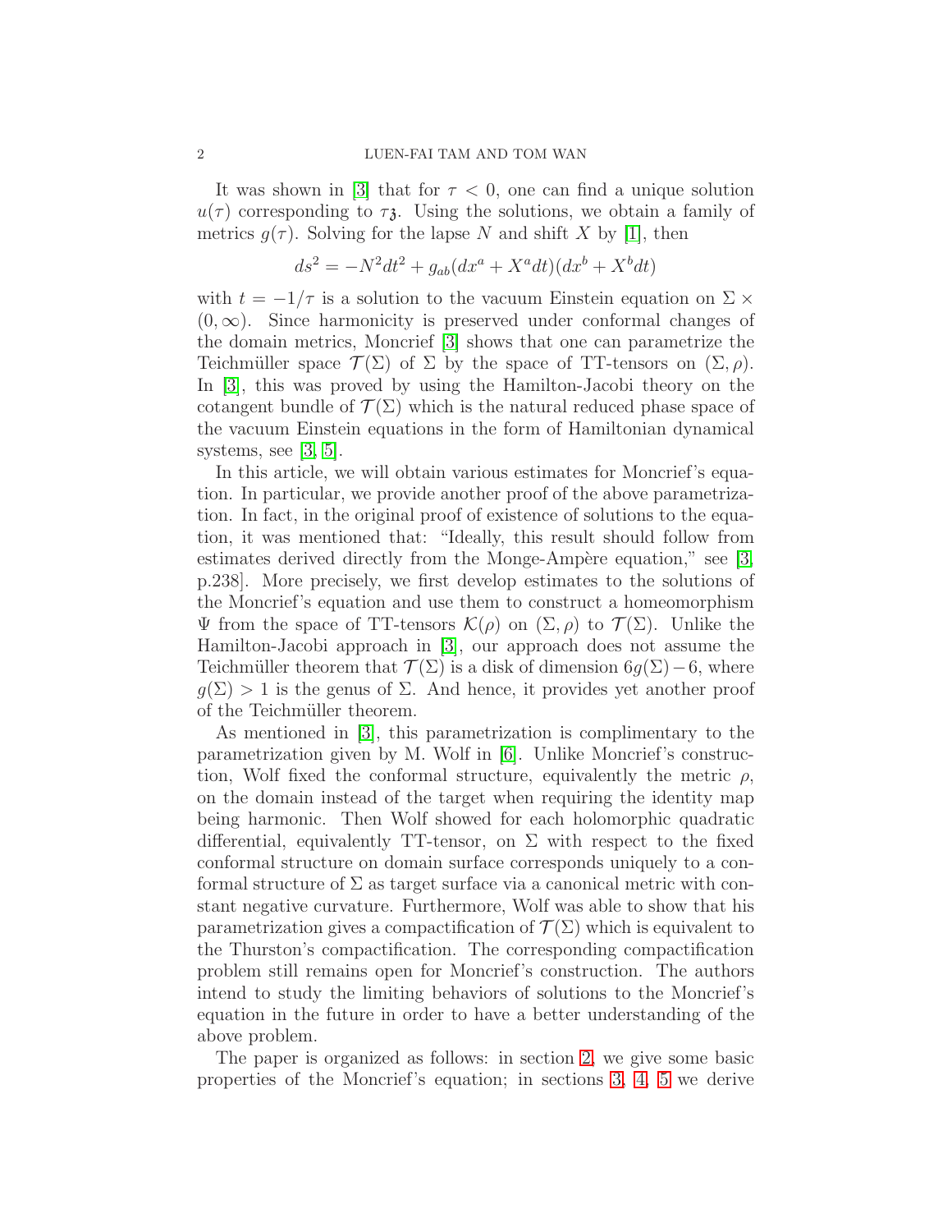It was shown in [3] that for $\tau < 0$, one can find a unique solution $u(\tau)$ corresponding to $\tau\mathfrak{z}$. Using the solutions, we obtain a family of metrics $g(\tau)$. Solving for the lapse $N$ and shift $X$ by [1], then

$$ds^2 = -N^2dt^2 + g_{ab}(dx^a + X^a dt)(dx^b + X^b dt)$$

with $t = -1/\tau$ is a solution to the vacuum Einstein equation on $\Sigma \times (0, \infty)$. Since harmonicity is preserved under conformal changes of the domain metrics, Moncrief [3] shows that one can parametrize the Teichmüller space $\mathcal{T}(\Sigma)$ of $\Sigma$ by the space of TT-tensors on $(\Sigma, \rho)$. In [3], this was proved by using the Hamilton-Jacobi theory on the cotangent bundle of $\mathcal{T}(\Sigma)$ which is the natural reduced phase space of the vacuum Einstein equations in the form of Hamiltonian dynamical systems, see [3, 5].

In this article, we will obtain various estimates for Moncrief's equation. In particular, we provide another proof of the above parametrization. In fact, in the original proof of existence of solutions to the equation, it was mentioned that: "Ideally, this result should follow from estimates derived directly from the Monge-Ampère equation," see [3, p.238]. More precisely, we first develop estimates to the solutions of the Moncrief's equation and use them to construct a homeomorphism $\Psi$ from the space of TT-tensors $\mathcal{K}(\rho)$ on $(\Sigma, \rho)$ to $\mathcal{T}(\Sigma)$. Unlike the Hamilton-Jacobi approach in [3], our approach does not assume the Teichmüller theorem that $\mathcal{T}(\Sigma)$ is a disk of dimension $6g(\Sigma) - 6$, where $g(\Sigma) > 1$ is the genus of $\Sigma$. And hence, it provides yet another proof of the Teichmüller theorem.

As mentioned in [3], this parametrization is complimentary to the parametrization given by M. Wolf in [6]. Unlike Moncrief's construction, Wolf fixed the conformal structure, equivalently the metric $\rho$, on the domain instead of the target when requiring the identity map being harmonic. Then Wolf showed for each holomorphic quadratic differential, equivalently TT-tensor, on $\Sigma$ with respect to the fixed conformal structure on domain surface corresponds uniquely to a conformal structure of $\Sigma$ as target surface via a canonical metric with constant negative curvature. Furthermore, Wolf was able to show that his parametrization gives a compactification of $\mathcal{T}(\Sigma)$ which is equivalent to the Thurston's compactification. The corresponding compactification problem still remains open for Moncrief's construction. The authors intend to study the limiting behaviors of solutions to the Moncrief's equation in the future in order to have a better understanding of the above problem.

The paper is organized as follows: in section 2, we give some basic properties of the Moncrief's equation; in sections 3, 4, 5 we derive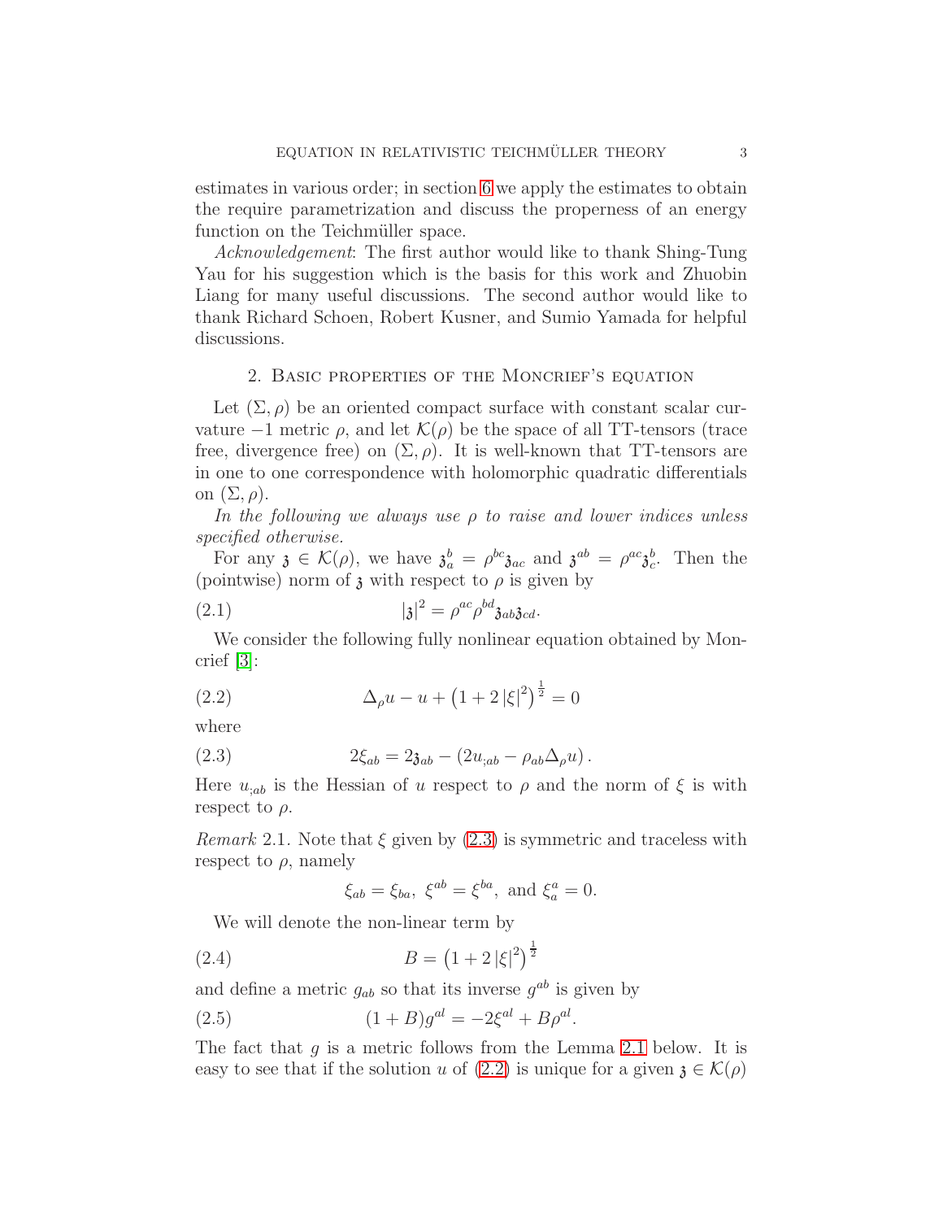estimates in various order; in section 6 we apply the estimates to obtain the require parametrization and discuss the properness of an energy function on the Teichmüller space.

*Acknowledgement*: The first author would like to thank Shing-Tung Yau for his suggestion which is the basis for this work and Zhuobin Liang for many useful discussions. The second author would like to thank Richard Schoen, Robert Kusner, and Sumio Yamada for helpful discussions.

## 2. Basic properties of the Moncrief's equation

Let $(\Sigma, \rho)$ be an oriented compact surface with constant scalar curvature $-1$ metric $\rho$, and let $\mathcal{K}(\rho)$ be the space of all TT-tensors (trace free, divergence free) on $(\Sigma, \rho)$. It is well-known that TT-tensors are in one to one correspondence with holomorphic quadratic differentials on $(\Sigma, \rho)$.

*In the following we always use $\rho$ to raise and lower indices unless specified otherwise.*

For any $\mathfrak{z} \in \mathcal{K}(\rho)$, we have $\mathfrak{z}_a^b = \rho^{bc}\mathfrak{z}_{ac}$ and $\mathfrak{z}^{ab} = \rho^{ac}\mathfrak{z}_c^b$. Then the (pointwise) norm of $\mathfrak{z}$ with respect to $\rho$ is given by

$$|\mathfrak{z}|^2 = \rho^{ac}\rho^{bd}\mathfrak{z}_{ab}\mathfrak{z}_{cd}. \tag{2.1}$$

We consider the following fully nonlinear equation obtained by Moncrief [3]:

$$\Delta_\rho u - u + \left(1 + 2\,|\xi|^2\right)^{\frac{1}{2}} = 0 \tag{2.2}$$

where

$$2\xi_{ab} = 2\mathfrak{z}_{ab} - \left(2u_{;ab} - \rho_{ab}\Delta_\rho u\right). \tag{2.3}$$

Here $u_{;ab}$ is the Hessian of $u$ respect to $\rho$ and the norm of $\xi$ is with respect to $\rho$.

*Remark* 2.1. Note that $\xi$ given by (2.3) is symmetric and traceless with respect to $\rho$, namely

$$\xi_{ab} = \xi_{ba},\ \xi^{ab} = \xi^{ba},\ \text{and } \xi_a^a = 0.$$

We will denote the non-linear term by

$$B = \left(1 + 2\,|\xi|^2\right)^{\frac{1}{2}} \tag{2.4}$$

and define a metric $g_{ab}$ so that its inverse $g^{ab}$ is given by

$$(1 + B)g^{al} = -2\xi^{al} + B\rho^{al}. \tag{2.5}$$

The fact that $g$ is a metric follows from the Lemma 2.1 below. It is easy to see that if the solution $u$ of (2.2) is unique for a given $\mathfrak{z} \in \mathcal{K}(\rho)$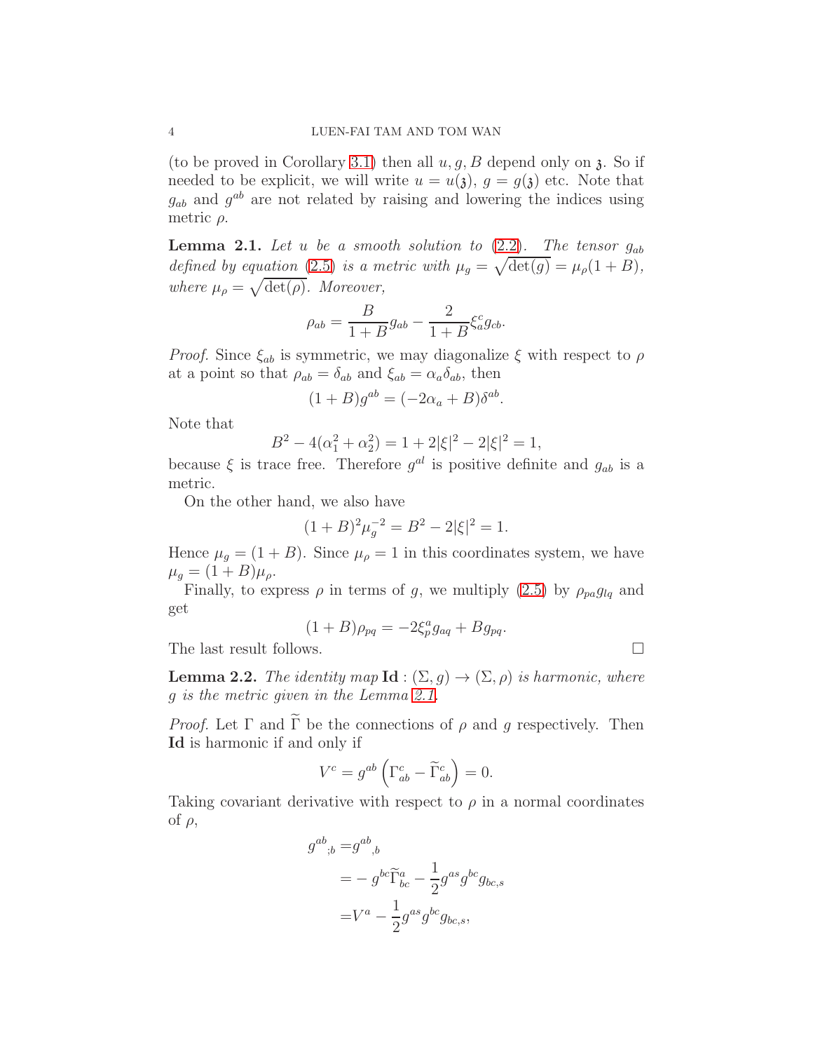(to be proved in Corollary 3.1) then all $u, g, B$ depend only on $\mathfrak{z}$. So if needed to be explicit, we will write $u = u(\mathfrak{z})$, $g = g(\mathfrak{z})$ etc. Note that $g_{ab}$ and $g^{ab}$ are not related by raising and lowering the indices using metric $\rho$.

**Lemma 2.1.** *Let $u$ be a smooth solution to (2.2). The tensor $g_{ab}$ defined by equation (2.5) is a metric with $\mu_g = \sqrt{\det(g)} = \mu_\rho(1+B)$, where $\mu_\rho = \sqrt{\det(\rho)}$. Moreover,*

$$\rho_{ab} = \frac{B}{1+B} g_{ab} - \frac{2}{1+B}\xi_a^c g_{cb}.$$

*Proof.* Since $\xi_{ab}$ is symmetric, we may diagonalize $\xi$ with respect to $\rho$ at a point so that $\rho_{ab} = \delta_{ab}$ and $\xi_{ab} = \alpha_a \delta_{ab}$, then

$$(1+B)g^{ab} = (-2\alpha_a + B)\delta^{ab}.$$

Note that

$$B^2 - 4(\alpha_1^2 + \alpha_2^2) = 1 + 2|\xi|^2 - 2|\xi|^2 = 1,$$

because $\xi$ is trace free. Therefore $g^{al}$ is positive definite and $g_{ab}$ is a metric.

On the other hand, we also have

$$(1+B)^2 \mu_g^{-2} = B^2 - 2|\xi|^2 = 1.$$

Hence $\mu_g = (1+B)$. Since $\mu_\rho = 1$ in this coordinates system, we have $\mu_g = (1+B)\mu_\rho$.

Finally, to express $\rho$ in terms of $g$, we multiply (2.5) by $\rho_{pa} g_{lq}$ and get

$$(1+B)\rho_{pq} = -2\xi_p^a g_{aq} + B g_{pq}.$$

The last result follows. □

**Lemma 2.2.** *The identity map $\mathbf{Id} : (\Sigma, g) \to (\Sigma, \rho)$ is harmonic, where $g$ is the metric given in the Lemma 2.1.*

*Proof.* Let $\Gamma$ and $\widetilde{\Gamma}$ be the connections of $\rho$ and $g$ respectively. Then $\mathbf{Id}$ is harmonic if and only if

$$V^c = g^{ab}\left(\Gamma_{ab}^c - \widetilde{\Gamma}_{ab}^c\right) = 0.$$

Taking covariant derivative with respect to $\rho$ in a normal coordinates of $\rho$,

$$\begin{aligned}
{g^{ab}}_{;b} =& {g^{ab}}_{,b} \\
=& - g^{bc}\widetilde{\Gamma}_{bc}^a - \frac{1}{2} g^{as} g^{bc} g_{bc,s} \\
=& V^a - \frac{1}{2} g^{as} g^{bc} g_{bc,s},
\end{aligned}$$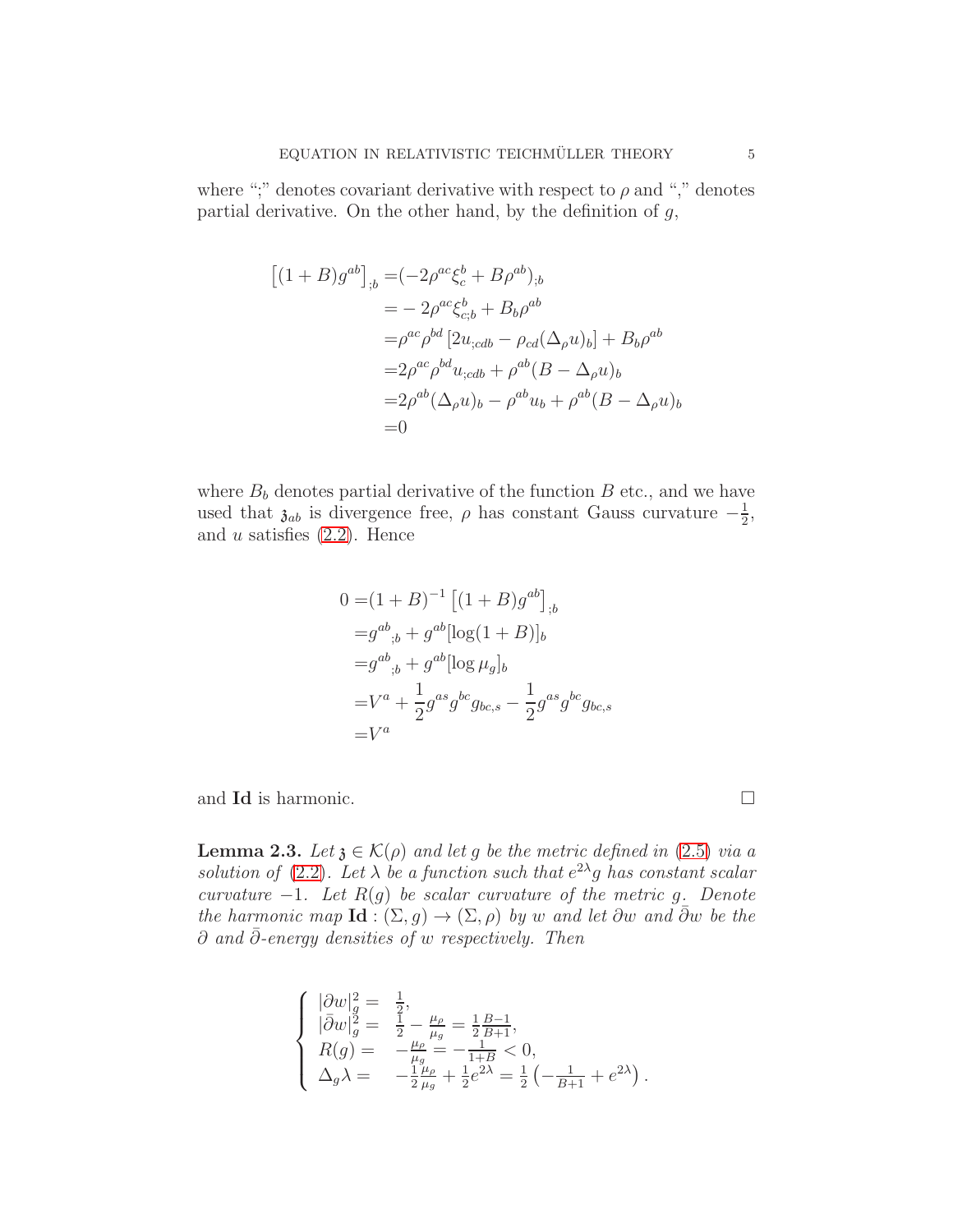where ";" denotes covariant derivative with respect to $\rho$ and "," denotes partial derivative. On the other hand, by the definition of $g$,

$$
\begin{aligned}
\left[(1+B)g^{ab}\right]_{;b} =&(-2\rho^{ac}\xi_c^b + B\rho^{ab})_{;b}\\
=&-2\rho^{ac}\xi^b_{c;b} + B_b\rho^{ab}\\
=&\rho^{ac}\rho^{bd}\left[2u_{;cdb} - \rho_{cd}(\Delta_\rho u)_b\right] + B_b\rho^{ab}\\
=&2\rho^{ac}\rho^{bd}u_{;cdb} + \rho^{ab}(B-\Delta_\rho u)_b\\
=&2\rho^{ab}(\Delta_\rho u)_b - \rho^{ab}u_b + \rho^{ab}(B-\Delta_\rho u)_b\\
=&0
\end{aligned}
$$

where $B_b$ denotes partial derivative of the function $B$ etc., and we have used that $\mathfrak{z}_{ab}$ is divergence free, $\rho$ has constant Gauss curvature $-\frac{1}{2}$, and $u$ satisfies (2.2). Hence

$$
\begin{aligned}
0 =&(1+B)^{-1}\left[(1+B)g^{ab}\right]_{;b}\\
=&g^{ab}{}_{;b} + g^{ab}[\log(1+B)]_b\\
=&g^{ab}{}_{;b} + g^{ab}[\log\mu_g]_b\\
=&V^a + \frac{1}{2}g^{as}g^{bc}g_{bc,s} - \frac{1}{2}g^{as}g^{bc}g_{bc,s}\\
=&V^a
\end{aligned}
$$

and **Id** is harmonic. $\square$

**Lemma 2.3.** *Let $\mathfrak{z} \in \mathcal{K}(\rho)$ and let $g$ be the metric defined in (2.5) via a solution of (2.2). Let $\lambda$ be a function such that $e^{2\lambda}g$ has constant scalar curvature $-1$. Let $R(g)$ be scalar curvature of the metric $g$. Denote the harmonic map $\mathbf{Id} : (\Sigma, g) \to (\Sigma, \rho)$ by $w$ and let $\partial w$ and $\bar\partial w$ be the $\partial$ and $\bar\partial$-energy densities of $w$ respectively. Then*

$$
\left\{
\begin{array}{ll}
|\partial w|_g^2 = & \frac{1}{2},\\
|\bar\partial w|_g^2 = & \frac{1}{2} - \frac{\mu_\rho}{\mu_g} = \frac{1}{2}\frac{B-1}{B+1},\\
R(g) = & -\frac{\mu_\rho}{\mu_g} = -\frac{1}{1+B} < 0,\\
\Delta_g\lambda = & -\frac{1}{2}\frac{\mu_\rho}{\mu_g} + \frac{1}{2}e^{2\lambda} = \frac{1}{2}\left(-\frac{1}{B+1} + e^{2\lambda}\right).
\end{array}
\right.
$$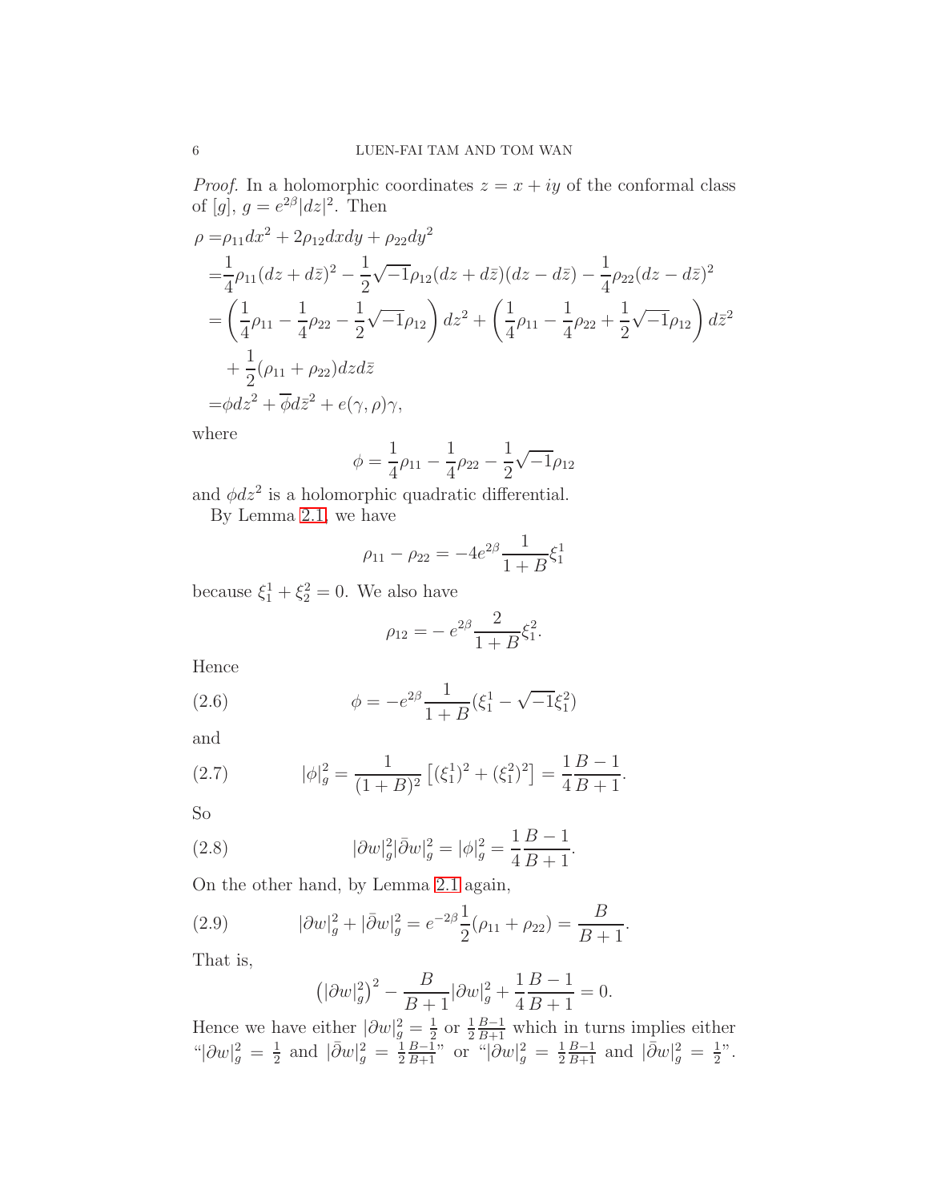*Proof.* In a holomorphic coordinates $z = x + iy$ of the conformal class of $[g]$, $g = e^{2\beta}|dz|^2$. Then

$$
\begin{aligned}
\rho =& \rho_{11}dx^2 + 2\rho_{12}dxdy + \rho_{22}dy^2 \\
=& \frac{1}{4}\rho_{11}(dz + d\bar{z})^2 - \frac{1}{2}\sqrt{-1}\rho_{12}(dz + d\bar{z})(dz - d\bar{z}) - \frac{1}{4}\rho_{22}(dz - d\bar{z})^2 \\
=& \left(\frac{1}{4}\rho_{11} - \frac{1}{4}\rho_{22} - \frac{1}{2}\sqrt{-1}\rho_{12}\right)dz^2 + \left(\frac{1}{4}\rho_{11} - \frac{1}{4}\rho_{22} + \frac{1}{2}\sqrt{-1}\rho_{12}\right)d\bar{z}^2 \\
& + \frac{1}{2}(\rho_{11} + \rho_{22})dzd\bar{z} \\
=& \phi dz^2 + \overline{\phi}d\bar{z}^2 + e(\gamma, \rho)\gamma,
\end{aligned}
$$

where

$$
\phi = \frac{1}{4}\rho_{11} - \frac{1}{4}\rho_{22} - \frac{1}{2}\sqrt{-1}\rho_{12}
$$

and $\phi dz^2$ is a holomorphic quadratic differential.

By Lemma 2.1, we have

$$
\rho_{11} - \rho_{22} = -4e^{2\beta}\frac{1}{1+B}\xi_1^1
$$

because $\xi_1^1 + \xi_2^2 = 0$. We also have

$$
\rho_{12} = -e^{2\beta}\frac{2}{1+B}\xi_1^2.
$$

Hence

$$
\phi = -e^{2\beta}\frac{1}{1+B}(\xi_1^1 - \sqrt{-1}\xi_1^2) \tag{2.6}
$$

and

$$
|\phi|_g^2 = \frac{1}{(1+B)^2}\left[(\xi_1^1)^2 + (\xi_1^2)^2\right] = \frac{1}{4}\frac{B-1}{B+1}. \tag{2.7}
$$

So

$$
|\partial w|_g^2 |\bar{\partial} w|_g^2 = |\phi|_g^2 = \frac{1}{4}\frac{B-1}{B+1}. \tag{2.8}
$$

On the other hand, by Lemma 2.1 again,

$$
|\partial w|_g^2 + |\bar{\partial} w|_g^2 = e^{-2\beta}\frac{1}{2}(\rho_{11} + \rho_{22}) = \frac{B}{B+1}. \tag{2.9}
$$

That is,

$$
\left(|\partial w|_g^2\right)^2 - \frac{B}{B+1}|\partial w|_g^2 + \frac{1}{4}\frac{B-1}{B+1} = 0.
$$

Hence we have either $|\partial w|_g^2 = \frac{1}{2}$ or $\frac{1}{2}\frac{B-1}{B+1}$ which in turns implies either "$|\partial w|_g^2 = \frac{1}{2}$ and $|\bar{\partial} w|_g^2 = \frac{1}{2}\frac{B-1}{B+1}$" or "$|\partial w|_g^2 = \frac{1}{2}\frac{B-1}{B+1}$ and $|\bar{\partial} w|_g^2 = \frac{1}{2}$".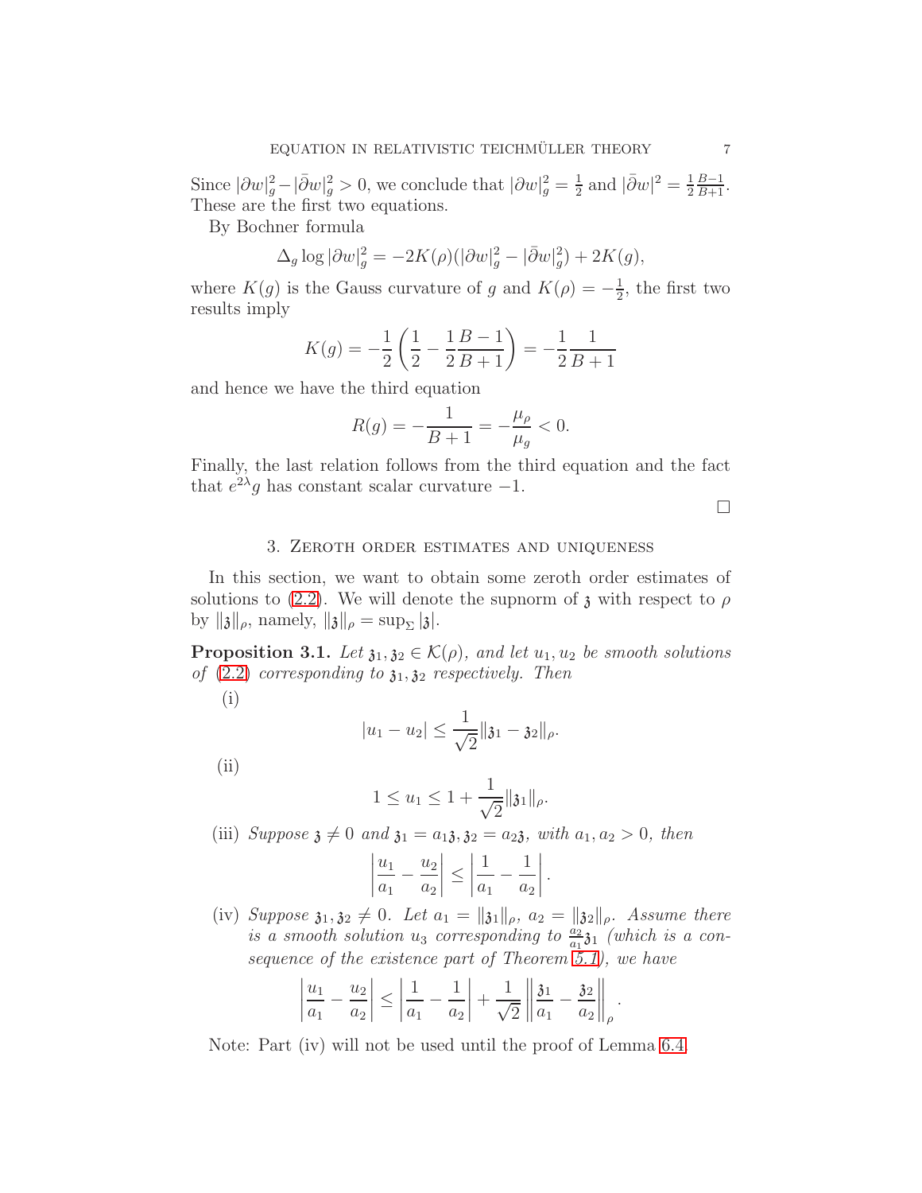Since $|\partial w|_g^2 - |\bar\partial w|_g^2 > 0$, we conclude that $|\partial w|_g^2 = \frac{1}{2}$ and $|\bar\partial w|^2 = \frac{1}{2}\frac{B-1}{B+1}$. These are the first two equations.

By Bochner formula

$$\Delta_g \log |\partial w|_g^2 = -2K(\rho)(|\partial w|_g^2 - |\bar\partial w|_g^2) + 2K(g),$$

where $K(g)$ is the Gauss curvature of $g$ and $K(\rho) = -\frac{1}{2}$, the first two results imply

$$K(g) = -\frac{1}{2}\left(\frac{1}{2} - \frac{1}{2}\frac{B-1}{B+1}\right) = -\frac{1}{2}\frac{1}{B+1}$$

and hence we have the third equation

$$R(g) = -\frac{1}{B+1} = -\frac{\mu_\rho}{\mu_g} < 0.$$

Finally, the last relation follows from the third equation and the fact that $e^{2\lambda}g$ has constant scalar curvature $-1$.

$\square$

## 3. Zeroth order estimates and uniqueness

In this section, we want to obtain some zeroth order estimates of solutions to (2.2). We will denote the supnorm of $\mathfrak{z}$ with respect to $\rho$ by $\|\mathfrak{z}\|_\rho$, namely, $\|\mathfrak{z}\|_\rho = \sup_\Sigma |\mathfrak{z}|$.

**Proposition 3.1.** *Let $\mathfrak{z}_1, \mathfrak{z}_2 \in \mathcal{K}(\rho)$, and let $u_1, u_2$ be smooth solutions of (2.2) corresponding to $\mathfrak{z}_1, \mathfrak{z}_2$ respectively. Then*

(i)
$$|u_1 - u_2| \le \frac{1}{\sqrt{2}}\|\mathfrak{z}_1 - \mathfrak{z}_2\|_\rho.$$

(ii)
$$1 \le u_1 \le 1 + \frac{1}{\sqrt{2}}\|\mathfrak{z}_1\|_\rho.$$

(iii) *Suppose $\mathfrak{z} \neq 0$ and $\mathfrak{z}_1 = a_1\mathfrak{z}, \mathfrak{z}_2 = a_2\mathfrak{z}$, with $a_1, a_2 > 0$, then*
$$\left|\frac{u_1}{a_1} - \frac{u_2}{a_2}\right| \le \left|\frac{1}{a_1} - \frac{1}{a_2}\right|.$$

(iv) *Suppose $\mathfrak{z}_1, \mathfrak{z}_2 \neq 0$. Let $a_1 = \|\mathfrak{z}_1\|_\rho$, $a_2 = \|\mathfrak{z}_2\|_\rho$. Assume there is a smooth solution $u_3$ corresponding to $\frac{a_2}{a_1}\mathfrak{z}_1$ (which is a consequence of the existence part of Theorem 5.1), we have*
$$\left|\frac{u_1}{a_1} - \frac{u_2}{a_2}\right| \le \left|\frac{1}{a_1} - \frac{1}{a_2}\right| + \frac{1}{\sqrt{2}}\left\|\frac{\mathfrak{z}_1}{a_1} - \frac{\mathfrak{z}_2}{a_2}\right\|_\rho.$$

Note: Part (iv) will not be used until the proof of Lemma 6.4.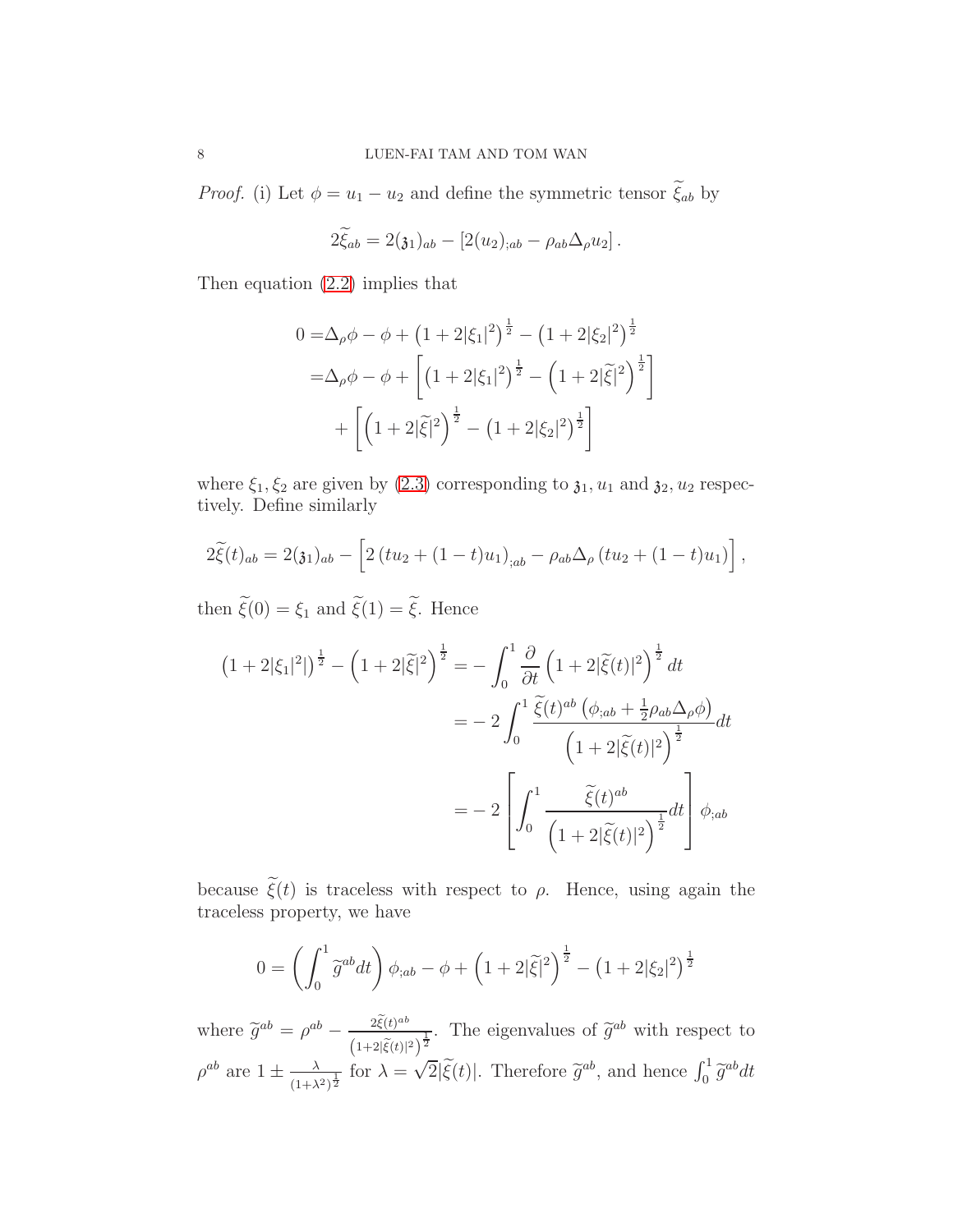*Proof.* (i) Let $\phi = u_1 - u_2$ and define the symmetric tensor $\widetilde{\xi}_{ab}$ by

$$2\widetilde{\xi}_{ab} = 2(\mathfrak{z}_1)_{ab} - \left[2(u_2)_{;ab} - \rho_{ab}\Delta_\rho u_2\right].$$

Then equation (2.2) implies that

$$\begin{aligned}
0 =& \Delta_\rho \phi - \phi + \left(1 + 2|\xi_1|^2\right)^{\frac{1}{2}} - \left(1 + 2|\xi_2|^2\right)^{\frac{1}{2}} \\
=& \Delta_\rho \phi - \phi + \left[\left(1 + 2|\xi_1|^2\right)^{\frac{1}{2}} - \left(1 + 2|\widetilde{\xi}|^2\right)^{\frac{1}{2}}\right] \\
&+ \left[\left(1 + 2|\widetilde{\xi}|^2\right)^{\frac{1}{2}} - \left(1 + 2|\xi_2|^2\right)^{\frac{1}{2}}\right]
\end{aligned}$$

where $\xi_1, \xi_2$ are given by (2.3) corresponding to $\mathfrak{z}_1, u_1$ and $\mathfrak{z}_2, u_2$ respectively. Define similarly

$$2\widetilde{\xi}(t)_{ab} = 2(\mathfrak{z}_1)_{ab} - \left[2\left(tu_2 + (1-t)u_1\right)_{;ab} - \rho_{ab}\Delta_\rho\left(tu_2 + (1-t)u_1\right)\right],$$

then $\widetilde{\xi}(0) = \xi_1$ and $\widetilde{\xi}(1) = \widetilde{\xi}$. Hence

$$\begin{aligned}
\left(1 + 2|\xi_1|^2|\right)^{\frac{1}{2}} - \left(1 + 2|\widetilde{\xi}|^2\right)^{\frac{1}{2}} =& -\int_0^1 \frac{\partial}{\partial t}\left(1 + 2|\widetilde{\xi}(t)|^2\right)^{\frac{1}{2}} dt \\
=& -2\int_0^1 \frac{\widetilde{\xi}(t)^{ab}\left(\phi_{;ab} + \frac{1}{2}\rho_{ab}\Delta_\rho\phi\right)}{\left(1 + 2|\widetilde{\xi}(t)|^2\right)^{\frac{1}{2}}} dt \\
=& -2\left[\int_0^1 \frac{\widetilde{\xi}(t)^{ab}}{\left(1 + 2|\widetilde{\xi}(t)|^2\right)^{\frac{1}{2}}} dt\right]\phi_{;ab}
\end{aligned}$$

because $\widetilde{\xi}(t)$ is traceless with respect to $\rho$. Hence, using again the traceless property, we have

$$0 = \left(\int_0^1 \widetilde{g}^{ab} dt\right)\phi_{;ab} - \phi + \left(1 + 2|\widetilde{\xi}|^2\right)^{\frac{1}{2}} - \left(1 + 2|\xi_2|^2\right)^{\frac{1}{2}}$$

where $\widetilde{g}^{ab} = \rho^{ab} - \frac{2\widetilde{\xi}(t)^{ab}}{\left(1+2|\widetilde{\xi}(t)|^2\right)^{\frac{1}{2}}}$. The eigenvalues of $\widetilde{g}^{ab}$ with respect to $\rho^{ab}$ are $1 \pm \frac{\lambda}{(1+\lambda^2)^{\frac{1}{2}}}$ for $\lambda = \sqrt{2}|\widetilde{\xi}(t)|$. Therefore $\widetilde{g}^{ab}$, and hence $\int_0^1 \widetilde{g}^{ab} dt$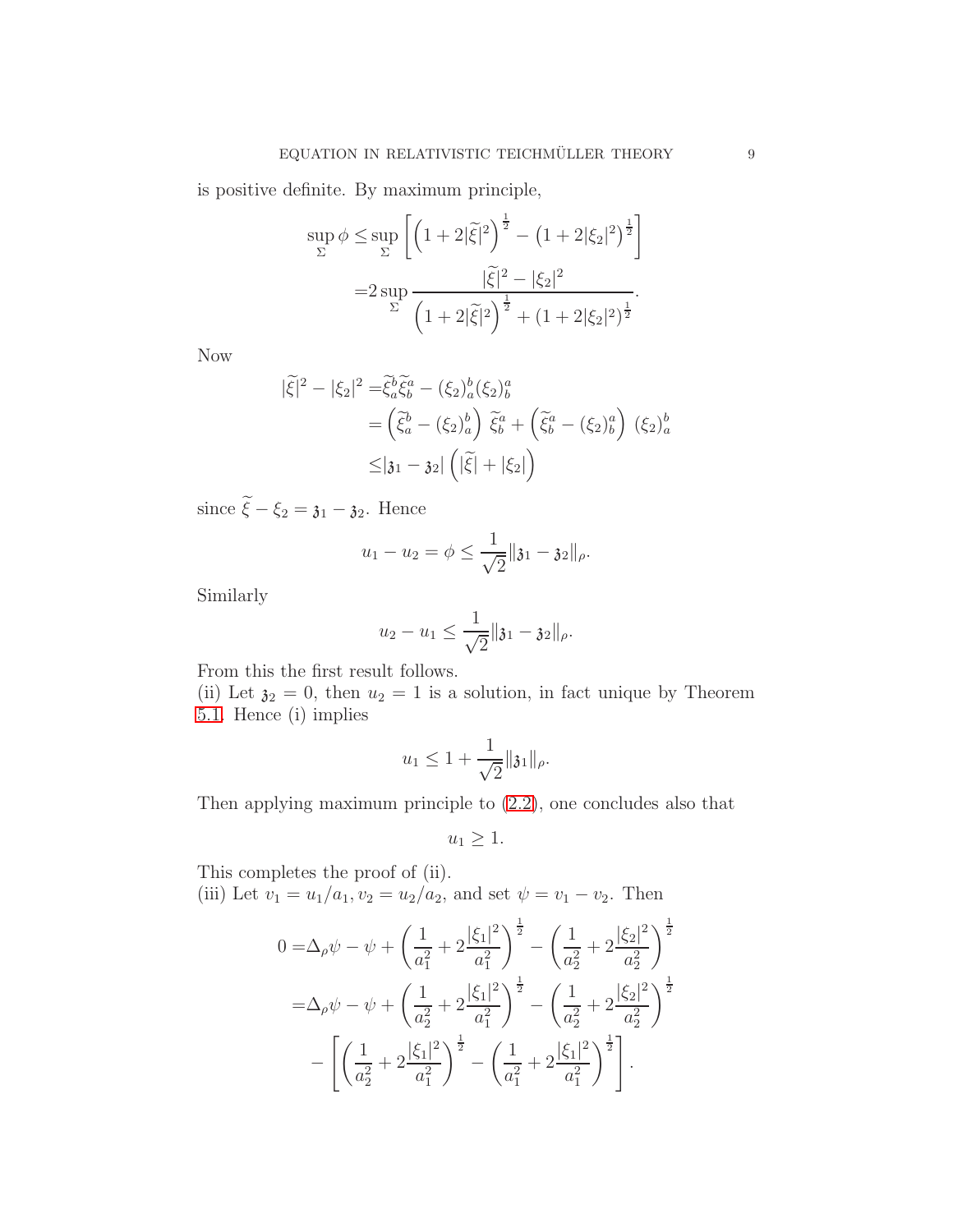is positive definite. By maximum principle,

$$
\begin{aligned}
\sup_{\Sigma} \phi \leq & \sup_{\Sigma} \left[ \left(1 + 2|\widetilde{\xi}|^2\right)^{\frac{1}{2}} - \left(1 + 2|\xi_2|^2\right)^{\frac{1}{2}} \right] \\
= & 2 \sup_{\Sigma} \frac{|\widetilde{\xi}|^2 - |\xi_2|^2}{\left(1 + 2|\widetilde{\xi}|^2\right)^{\frac{1}{2}} + \left(1 + 2|\xi_2|^2\right)^{\frac{1}{2}}}.
\end{aligned}
$$

Now

$$
\begin{aligned}
|\widetilde{\xi}|^2 - |\xi_2|^2 = & \widetilde{\xi}_a^b \widetilde{\xi}_b^a - (\xi_2)_a^b (\xi_2)_b^a \\
= & \left(\widetilde{\xi}_a^b - (\xi_2)_a^b\right) \widetilde{\xi}_b^a + \left(\widetilde{\xi}_b^a - (\xi_2)_b^a\right) (\xi_2)_a^b \\
\leq & |\mathfrak{z}_1 - \mathfrak{z}_2| \left( |\widetilde{\xi}| + |\xi_2| \right)
\end{aligned}
$$

since $\widetilde{\xi} - \xi_2 = \mathfrak{z}_1 - \mathfrak{z}_2$. Hence

$$
u_1 - u_2 = \phi \leq \frac{1}{\sqrt{2}} \|\mathfrak{z}_1 - \mathfrak{z}_2\|_\rho.
$$

Similarly

$$
u_2 - u_1 \leq \frac{1}{\sqrt{2}} \|\mathfrak{z}_1 - \mathfrak{z}_2\|_\rho.
$$

From this the first result follows.

(ii) Let $\mathfrak{z}_2 = 0$, then $u_2 = 1$ is a solution, in fact unique by Theorem 5.1. Hence (i) implies

$$
u_1 \leq 1 + \frac{1}{\sqrt{2}} \|\mathfrak{z}_1\|_\rho.
$$

Then applying maximum principle to (2.2), one concludes also that

$$
u_1 \geq 1.
$$

This completes the proof of (ii).

(iii) Let $v_1 = u_1/a_1, v_2 = u_2/a_2$, and set $\psi = v_1 - v_2$. Then

$$
\begin{aligned}
0 = & \Delta_\rho \psi - \psi + \left( \frac{1}{a_1^2} + 2\frac{|\xi_1|^2}{a_1^2} \right)^{\frac{1}{2}} - \left( \frac{1}{a_2^2} + 2\frac{|\xi_2|^2}{a_2^2} \right)^{\frac{1}{2}} \\
= & \Delta_\rho \psi - \psi + \left( \frac{1}{a_2^2} + 2\frac{|\xi_1|^2}{a_1^2} \right)^{\frac{1}{2}} - \left( \frac{1}{a_2^2} + 2\frac{|\xi_2|^2}{a_2^2} \right)^{\frac{1}{2}} \\
& - \left[ \left( \frac{1}{a_2^2} + 2\frac{|\xi_1|^2}{a_1^2} \right)^{\frac{1}{2}} - \left( \frac{1}{a_1^2} + 2\frac{|\xi_1|^2}{a_1^2} \right)^{\frac{1}{2}} \right].
\end{aligned}
$$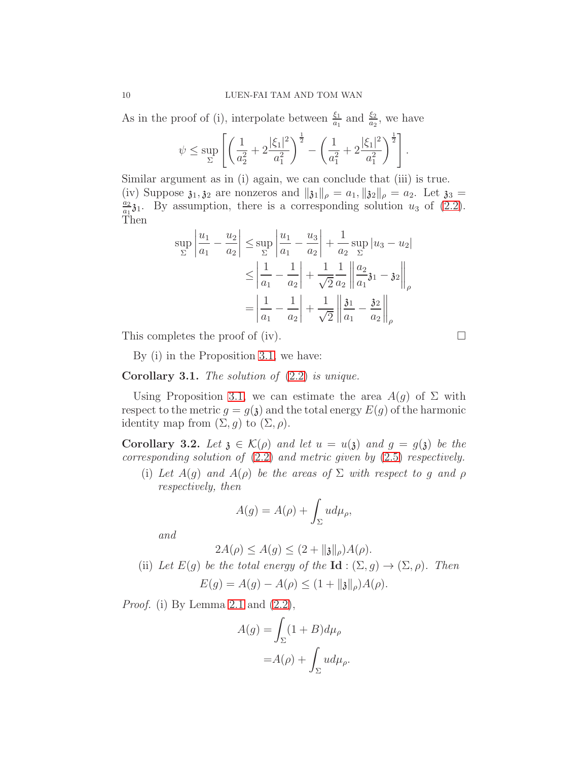As in the proof of (i), interpolate between $\frac{\xi_1}{a_1}$ and $\frac{\xi_2}{a_2}$, we have

$$\psi \le \sup_{\Sigma}\left[\left(\frac{1}{a_2^2}+2\frac{|\xi_1|^2}{a_1^2}\right)^{\frac12}-\left(\frac{1}{a_1^2}+2\frac{|\xi_1|^2}{a_1^2}\right)^{\frac12}\right].$$

Similar argument as in (i) again, we can conclude that (iii) is true.

(iv) Suppose $\mathfrak{z}_1,\mathfrak{z}_2$ are nonzeros and $\|\mathfrak{z}_1\|_\rho=a_1, \|\mathfrak{z}_2\|_\rho=a_2$. Let $\mathfrak{z}_3=\frac{a_2}{a_1}\mathfrak{z}_1$. By assumption, there is a corresponding solution $u_3$ of (2.2). Then

$$\begin{aligned}
\sup_{\Sigma}\left|\frac{u_1}{a_1}-\frac{u_2}{a_2}\right| &\le \sup_{\Sigma}\left|\frac{u_1}{a_1}-\frac{u_3}{a_2}\right| + \frac{1}{a_2}\sup_{\Sigma}|u_3-u_2|\\
&\le \left|\frac{1}{a_1}-\frac{1}{a_2}\right| + \frac{1}{\sqrt{2}}\frac{1}{a_2}\left\|\frac{a_2}{a_1}\mathfrak{z}_1-\mathfrak{z}_2\right\|_\rho\\
&= \left|\frac{1}{a_1}-\frac{1}{a_2}\right| + \frac{1}{\sqrt{2}}\left\|\frac{\mathfrak{z}_1}{a_1}-\frac{\mathfrak{z}_2}{a_2}\right\|_\rho
\end{aligned}$$

This completes the proof of (iv). $\square$

By (i) in the Proposition 3.1, we have:

**Corollary 3.1.** *The solution of* (2.2) *is unique.*

Using Proposition 3.1, we can estimate the area $A(g)$ of $\Sigma$ with respect to the metric $g=g(\mathfrak{z})$ and the total energy $E(g)$ of the harmonic identity map from $(\Sigma,g)$ to $(\Sigma,\rho)$.

**Corollary 3.2.** *Let $\mathfrak{z}\in\mathcal{K}(\rho)$ and let $u=u(\mathfrak{z})$ and $g=g(\mathfrak{z})$ be the corresponding solution of* (2.2) *and metric given by* (2.5) *respectively.*

(i) *Let $A(g)$ and $A(\rho)$ be the areas of $\Sigma$ with respect to $g$ and $\rho$ respectively, then*

$$A(g)=A(\rho)+\int_\Sigma u\,d\mu_\rho,$$

*and*

$$2A(\rho)\le A(g)\le (2+\|\mathfrak{z}\|_\rho)A(\rho).$$

(ii) *Let $E(g)$ be the total energy of the* $\mathbf{Id}:(\Sigma,g)\to(\Sigma,\rho)$. *Then*

$$E(g)=A(g)-A(\rho)\le (1+\|\mathfrak{z}\|_\rho)A(\rho).$$

*Proof.* (i) By Lemma 2.1 and (2.2),

$$\begin{aligned}
A(g)=&\int_\Sigma (1+B)d\mu_\rho\\
=&A(\rho)+\int_\Sigma u\,d\mu_\rho.
\end{aligned}$$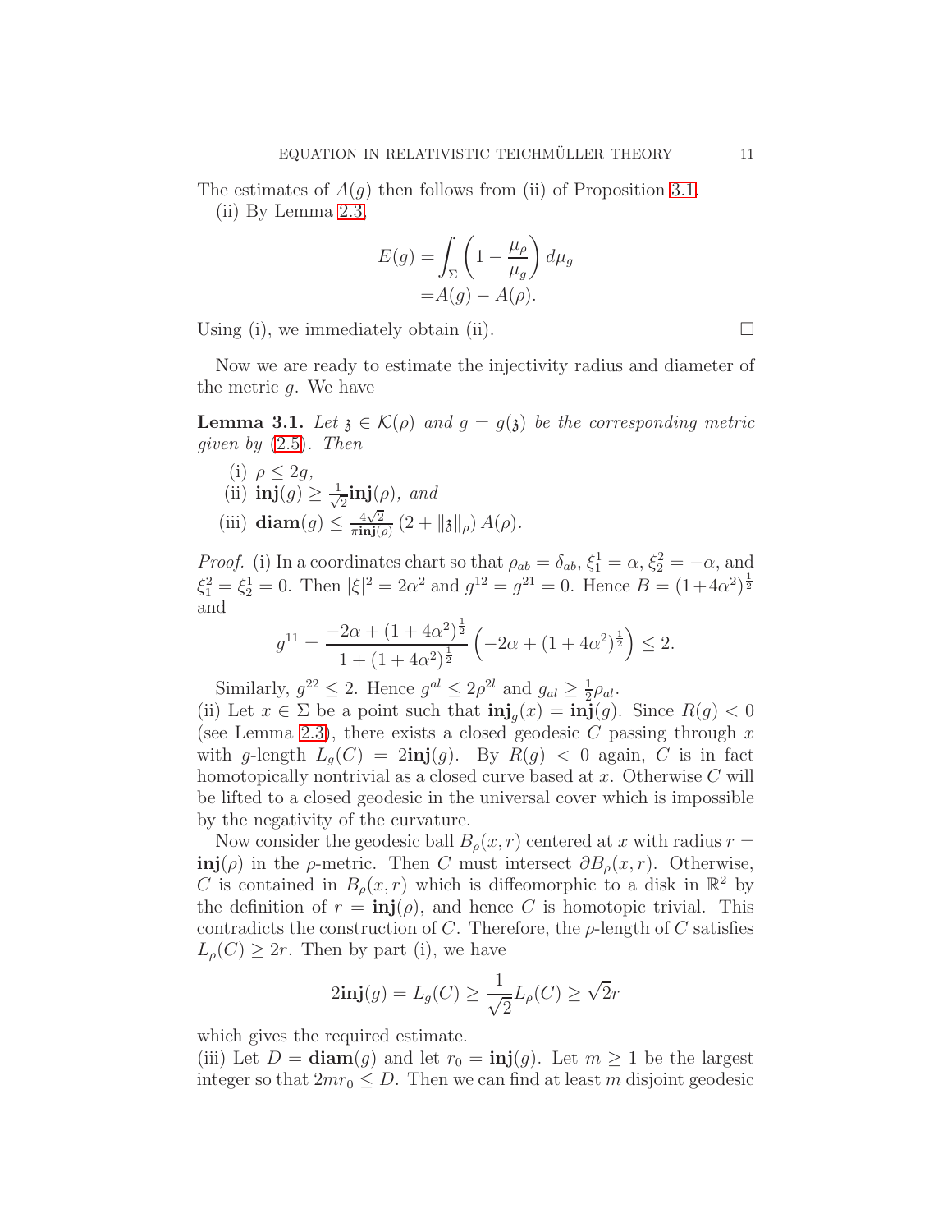The estimates of $A(g)$ then follows from (ii) of Proposition 3.1.

(ii) By Lemma 2.3,

$$
\begin{aligned}
E(g) =& \int_\Sigma \left(1 - \frac{\mu_\rho}{\mu_g}\right) d\mu_g \\
=& A(g) - A(\rho).
\end{aligned}
$$

Using (i), we immediately obtain (ii). □

Now we are ready to estimate the injectivity radius and diameter of the metric $g$. We have

**Lemma 3.1.** *Let $\mathfrak{z} \in \mathcal{K}(\rho)$ and $g = g(\mathfrak{z})$ be the corresponding metric given by (2.5). Then*

(i) $\rho \leq 2g$,

(ii) $\mathbf{inj}(g) \geq \frac{1}{\sqrt{2}}\mathbf{inj}(\rho)$, *and*

(iii) $\mathbf{diam}(g) \leq \frac{4\sqrt{2}}{\pi \mathbf{inj}(\rho)} \left(2 + \|\mathfrak{z}\|_\rho\right) A(\rho)$.

*Proof.* (i) In a coordinates chart so that $\rho_{ab} = \delta_{ab}$, $\xi_1^1 = \alpha$, $\xi_2^2 = -\alpha$, and $\xi_1^2 = \xi_2^1 = 0$. Then $|\xi|^2 = 2\alpha^2$ and $g^{12} = g^{21} = 0$. Hence $B = (1+4\alpha^2)^{\frac{1}{2}}$ and

$$
g^{11} = \frac{-2\alpha + (1+4\alpha^2)^{\frac{1}{2}}}{1 + (1+4\alpha^2)^{\frac{1}{2}}} \left(-2\alpha + (1+4\alpha^2)^{\frac{1}{2}}\right) \leq 2.
$$

Similarly, $g^{22} \leq 2$. Hence $g^{al} \leq 2\rho^{2l}$ and $g_{al} \geq \frac{1}{2}\rho_{al}$.

(ii) Let $x \in \Sigma$ be a point such that $\mathbf{inj}_g(x) = \mathbf{inj}(g)$. Since $R(g) < 0$ (see Lemma 2.3), there exists a closed geodesic $C$ passing through $x$ with $g$-length $L_g(C) = 2\mathbf{inj}(g)$. By $R(g) < 0$ again, $C$ is in fact homotopically nontrivial as a closed curve based at $x$. Otherwise $C$ will be lifted to a closed geodesic in the universal cover which is impossible by the negativity of the curvature.

Now consider the geodesic ball $B_\rho(x, r)$ centered at $x$ with radius $r = \mathbf{inj}(\rho)$ in the $\rho$-metric. Then $C$ must intersect $\partial B_\rho(x, r)$. Otherwise, $C$ is contained in $B_\rho(x, r)$ which is diffeomorphic to a disk in $\mathbb{R}^2$ by the definition of $r = \mathbf{inj}(\rho)$, and hence $C$ is homotopic trivial. This contradicts the construction of $C$. Therefore, the $\rho$-length of $C$ satisfies $L_\rho(C) \geq 2r$. Then by part (i), we have

$$
2\mathbf{inj}(g) = L_g(C) \geq \frac{1}{\sqrt{2}} L_\rho(C) \geq \sqrt{2} r
$$

which gives the required estimate.

(iii) Let $D = \mathbf{diam}(g)$ and let $r_0 = \mathbf{inj}(g)$. Let $m \geq 1$ be the largest integer so that $2mr_0 \leq D$. Then we can find at least $m$ disjoint geodesic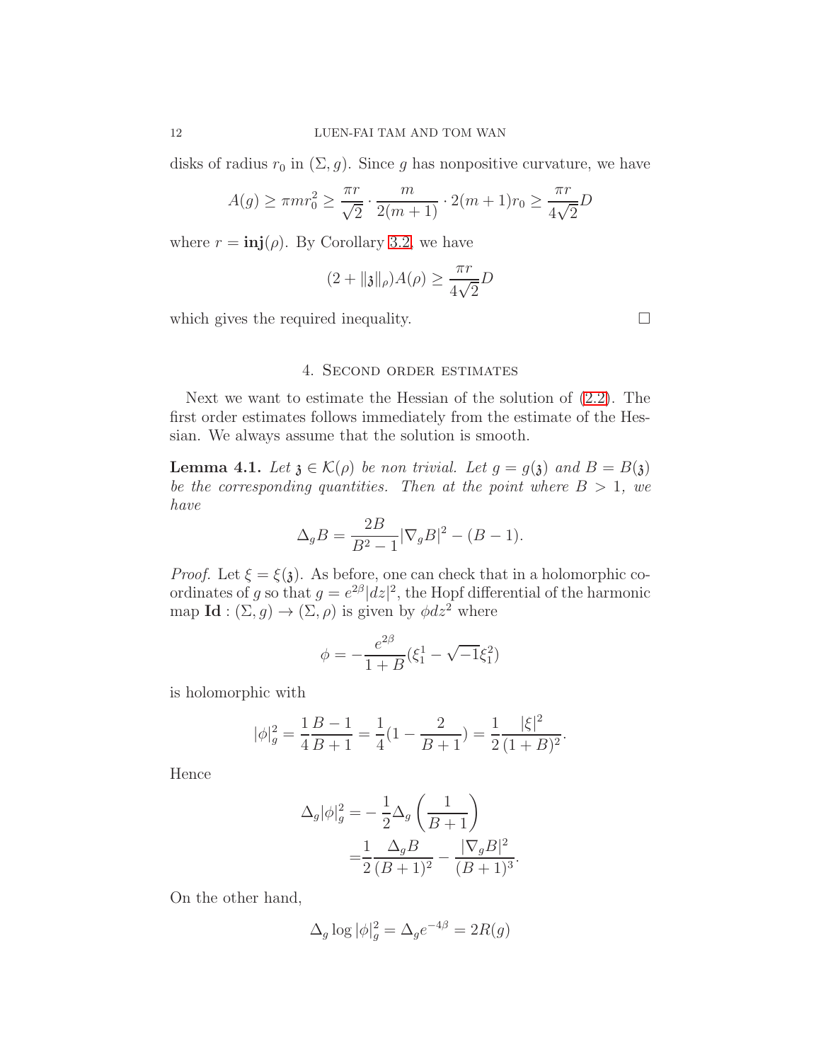disks of radius $r_0$ in $(\Sigma, g)$. Since $g$ has nonpositive curvature, we have

$$A(g) \geq \pi m r_0^2 \geq \frac{\pi r}{\sqrt{2}} \cdot \frac{m}{2(m+1)} \cdot 2(m+1) r_0 \geq \frac{\pi r}{4\sqrt{2}} D$$

where $r = \mathbf{inj}(\rho)$. By Corollary 3.2, we have

$$(2 + \|\mathfrak{z}\|_\rho) A(\rho) \geq \frac{\pi r}{4\sqrt{2}} D$$

which gives the required inequality. $\square$

## 4. Second order estimates

Next we want to estimate the Hessian of the solution of (2.2). The first order estimates follows immediately from the estimate of the Hessian. We always assume that the solution is smooth.

**Lemma 4.1.** *Let $\mathfrak{z} \in \mathcal{K}(\rho)$ be non trivial. Let $g = g(\mathfrak{z})$ and $B = B(\mathfrak{z})$ be the corresponding quantities. Then at the point where $B > 1$, we have*

$$\Delta_g B = \frac{2B}{B^2 - 1} |\nabla_g B|^2 - (B - 1).$$

*Proof.* Let $\xi = \xi(\mathfrak{z})$. As before, one can check that in a holomorphic coordinates of $g$ so that $g = e^{2\beta}|dz|^2$, the Hopf differential of the harmonic map $\mathbf{Id} : (\Sigma, g) \to (\Sigma, \rho)$ is given by $\phi dz^2$ where

$$\phi = -\frac{e^{2\beta}}{1+B}(\xi_1^1 - \sqrt{-1}\xi_1^2)$$

is holomorphic with

$$|\phi|_g^2 = \frac{1}{4}\frac{B-1}{B+1} = \frac{1}{4}(1 - \frac{2}{B+1}) = \frac{1}{2}\frac{|\xi|^2}{(1+B)^2}.$$

Hence

$$\begin{aligned}
\Delta_g |\phi|_g^2 =& -\frac{1}{2}\Delta_g \left(\frac{1}{B+1}\right) \\
=& \frac{1}{2}\frac{\Delta_g B}{(B+1)^2} - \frac{|\nabla_g B|^2}{(B+1)^3}.
\end{aligned}$$

On the other hand,

$$\Delta_g \log |\phi|_g^2 = \Delta_g e^{-4\beta} = 2R(g)$$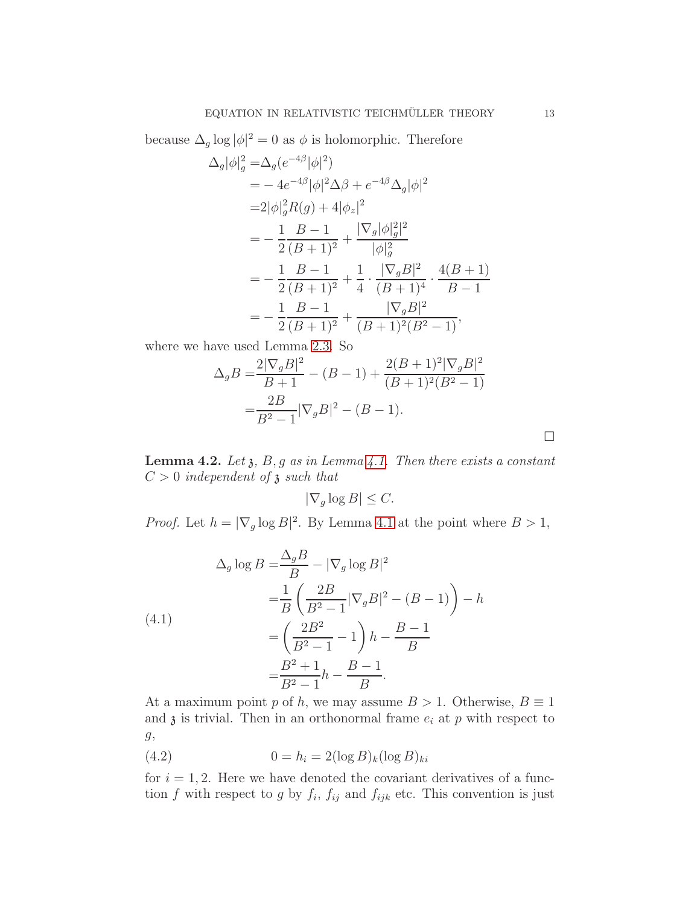because $\Delta_g \log |\phi|^2 = 0$ as $\phi$ is holomorphic. Therefore

$$
\begin{aligned}
\Delta_g |\phi|_g^2 =& \Delta_g (e^{-4\beta}|\phi|^2) \\
=& -4e^{-4\beta}|\phi|^2 \Delta\beta + e^{-4\beta}\Delta_g |\phi|^2 \\
=& 2|\phi|_g^2 R(g) + 4|\phi_z|^2 \\
=& -\frac{1}{2}\frac{B-1}{(B+1)^2} + \frac{|\nabla_g |\phi|_g^2|^2}{|\phi|_g^2} \\
=& -\frac{1}{2}\frac{B-1}{(B+1)^2} + \frac{1}{4}\cdot\frac{|\nabla_g B|^2}{(B+1)^4}\cdot\frac{4(B+1)}{B-1} \\
=& -\frac{1}{2}\frac{B-1}{(B+1)^2} + \frac{|\nabla_g B|^2}{(B+1)^2(B^2-1)},
\end{aligned}
$$

where we have used Lemma 2.3. So

$$
\begin{aligned}
\Delta_g B =& \frac{2|\nabla_g B|^2}{B+1} - (B-1) + \frac{2(B+1)^2|\nabla_g B|^2}{(B+1)^2(B^2-1)} \\
=& \frac{2B}{B^2-1}|\nabla_g B|^2 - (B-1).
\end{aligned}
$$

□

**Lemma 4.2.** *Let $\mathfrak{z}$, $B, g$ as in Lemma 4.1. Then there exists a constant $C > 0$ independent of $\mathfrak{z}$ such that*

$$|\nabla_g \log B| \le C.$$

*Proof.* Let $h = |\nabla_g \log B|^2$. By Lemma 4.1 at the point where $B > 1$,

$$
\begin{aligned}
\Delta_g \log B =& \frac{\Delta_g B}{B} - |\nabla_g \log B|^2 \\
=& \frac{1}{B}\left(\frac{2B}{B^2-1}|\nabla_g B|^2 - (B-1)\right) - h \\
=& \left(\frac{2B^2}{B^2-1} - 1\right)h - \frac{B-1}{B} \\
=& \frac{B^2+1}{B^2-1}h - \frac{B-1}{B}.
\end{aligned}
\tag{4.1}
$$

At a maximum point $p$ of $h$, we may assume $B > 1$. Otherwise, $B \equiv 1$ and $\mathfrak{z}$ is trivial. Then in an orthonormal frame $e_i$ at $p$ with respect to $g$,

$$0 = h_i = 2(\log B)_k (\log B)_{ki} \tag{4.2}$$

for $i = 1, 2$. Here we have denoted the covariant derivatives of a function $f$ with respect to $g$ by $f_i$, $f_{ij}$ and $f_{ijk}$ etc. This convention is just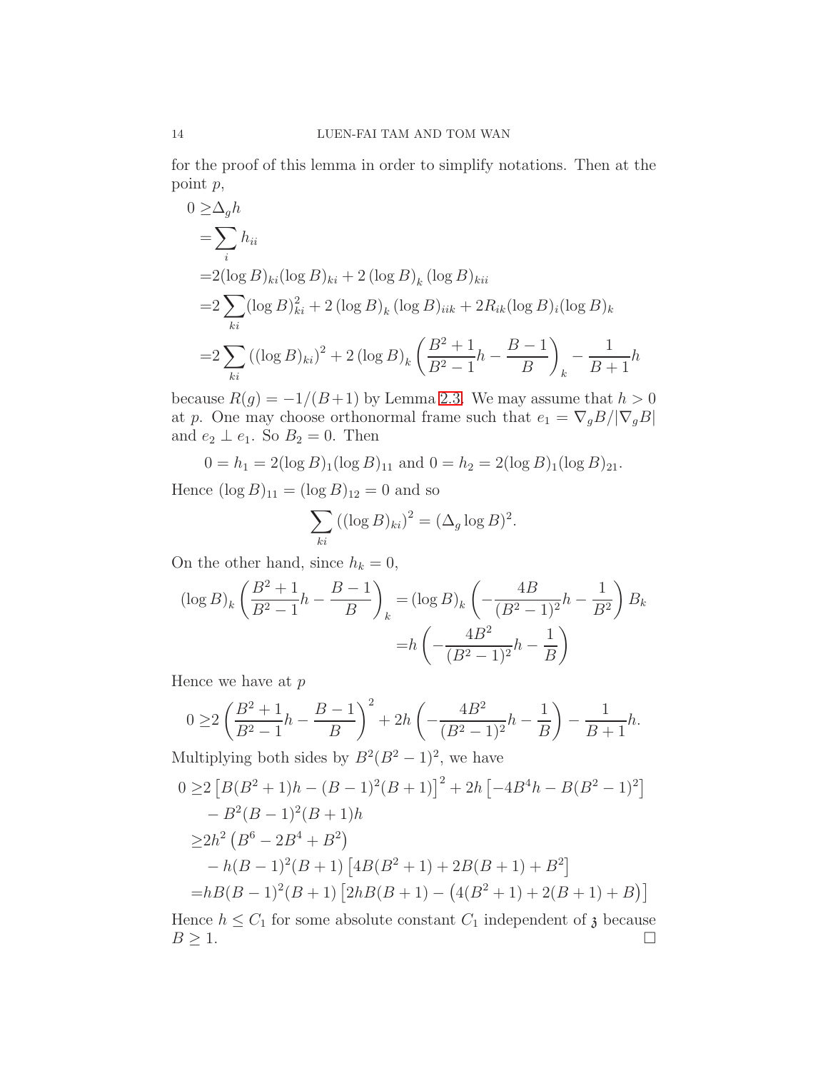for the proof of this lemma in order to simplify notations. Then at the point $p$,

$$
\begin{aligned}
0 \geq & \Delta_g h \\
= & \sum_i h_{ii} \\
= & 2(\log B)_{ki}(\log B)_{ki} + 2\,(\log B)_k\,(\log B)_{kii} \\
= & 2\sum_{ki}(\log B)_{ki}^2 + 2\,(\log B)_k\,(\log B)_{iik} + 2R_{ik}(\log B)_i(\log B)_k \\
= & 2\sum_{ki}\left((\log B)_{ki}\right)^2 + 2\,(\log B)_k\left(\frac{B^2+1}{B^2-1}h - \frac{B-1}{B}\right)_k - \frac{1}{B+1}h
\end{aligned}
$$

because $R(g) = -1/(B+1)$ by Lemma 2.3. We may assume that $h > 0$ at $p$. One may choose orthonormal frame such that $e_1 = \nabla_g B/|\nabla_g B|$ and $e_2 \perp e_1$. So $B_2 = 0$. Then

$$
0 = h_1 = 2(\log B)_1(\log B)_{11} \text{ and } 0 = h_2 = 2(\log B)_1(\log B)_{21}.
$$

Hence $(\log B)_{11} = (\log B)_{12} = 0$ and so

$$
\sum_{ki}\left((\log B)_{ki}\right)^2 = (\Delta_g \log B)^2.
$$

On the other hand, since $h_k = 0$,

$$
\begin{aligned}
(\log B)_k\left(\frac{B^2+1}{B^2-1}h - \frac{B-1}{B}\right)_k = & (\log B)_k\left(-\frac{4B}{(B^2-1)^2}h - \frac{1}{B^2}\right)B_k \\
= & h\left(-\frac{4B^2}{(B^2-1)^2}h - \frac{1}{B}\right)
\end{aligned}
$$

Hence we have at $p$

$$
0 \geq 2\left(\frac{B^2+1}{B^2-1}h - \frac{B-1}{B}\right)^2 + 2h\left(-\frac{4B^2}{(B^2-1)^2}h - \frac{1}{B}\right) - \frac{1}{B+1}h.
$$

Multiplying both sides by $B^2(B^2-1)^2$, we have

$$
\begin{aligned}
0 \geq & 2\left[B(B^2+1)h - (B-1)^2(B+1)\right]^2 + 2h\left[-4B^4h - B(B^2-1)^2\right] \\
& - B^2(B-1)^2(B+1)h \\
\geq & 2h^2\left(B^6 - 2B^4 + B^2\right) \\
& - h(B-1)^2(B+1)\left[4B(B^2+1) + 2B(B+1) + B^2\right] \\
= & hB(B-1)^2(B+1)\left[2hB(B+1) - \left(4(B^2+1) + 2(B+1) + B\right)\right]
\end{aligned}
$$

Hence $h \leq C_1$ for some absolute constant $C_1$ independent of $\mathfrak{z}$ because $B \geq 1$. □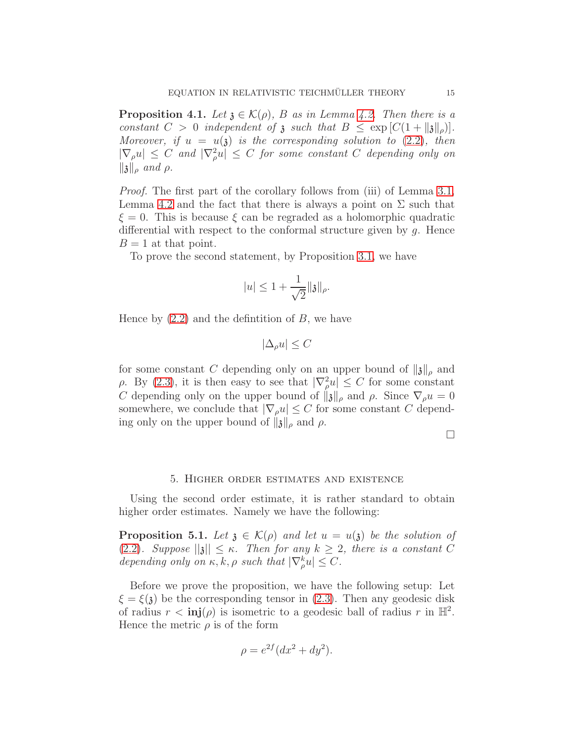**Proposition 4.1.** *Let $\mathfrak{z} \in \mathcal{K}(\rho)$, $B$ as in Lemma 4.2. Then there is a constant $C > 0$ independent of $\mathfrak{z}$ such that $B \leq \exp[C(1 + \|\mathfrak{z}\|_\rho)]$. Moreover, if $u = u(\mathfrak{z})$ is the corresponding solution to (2.2), then $|\nabla_\rho u| \leq C$ and $|\nabla_\rho^2 u| \leq C$ for some constant $C$ depending only on $\|\mathfrak{z}\|_\rho$ and $\rho$.*

*Proof.* The first part of the corollary follows from (iii) of Lemma 3.1, Lemma 4.2 and the fact that there is always a point on $\Sigma$ such that $\xi = 0$. This is because $\xi$ can be regraded as a holomorphic quadratic differential with respect to the conformal structure given by $g$. Hence $B = 1$ at that point.

To prove the second statement, by Proposition 3.1, we have

$$|u| \leq 1 + \frac{1}{\sqrt{2}}\|\mathfrak{z}\|_\rho.$$

Hence by (2.2) and the defintition of $B$, we have

$$|\Delta_\rho u| \leq C$$

for some constant $C$ depending only on an upper bound of $\|\mathfrak{z}\|_\rho$ and $\rho$. By (2.3), it is then easy to see that $|\nabla_\rho^2 u| \leq C$ for some constant $C$ depending only on the upper bound of $\|\mathfrak{z}\|_\rho$ and $\rho$. Since $\nabla_\rho u = 0$ somewhere, we conclude that $|\nabla_\rho u| \leq C$ for some constant $C$ depending only on the upper bound of $\|\mathfrak{z}\|_\rho$ and $\rho$.

□

## 5. Higher order estimates and existence

Using the second order estimate, it is rather standard to obtain higher order estimates. Namely we have the following:

**Proposition 5.1.** *Let $\mathfrak{z} \in \mathcal{K}(\rho)$ and let $u = u(\mathfrak{z})$ be the solution of (2.2). Suppose $||\mathfrak{z}|| \leq \kappa$. Then for any $k \geq 2$, there is a constant $C$ depending only on $\kappa, k, \rho$ such that $|\nabla_\rho^k u| \leq C$.*

Before we prove the proposition, we have the following setup: Let $\xi = \xi(\mathfrak{z})$ be the corresponding tensor in (2.3). Then any geodesic disk of radius $r < \mathbf{inj}(\rho)$ is isometric to a geodesic ball of radius $r$ in $\mathbb{H}^2$. Hence the metric $\rho$ is of the form

$$\rho = e^{2f}(dx^2 + dy^2).$$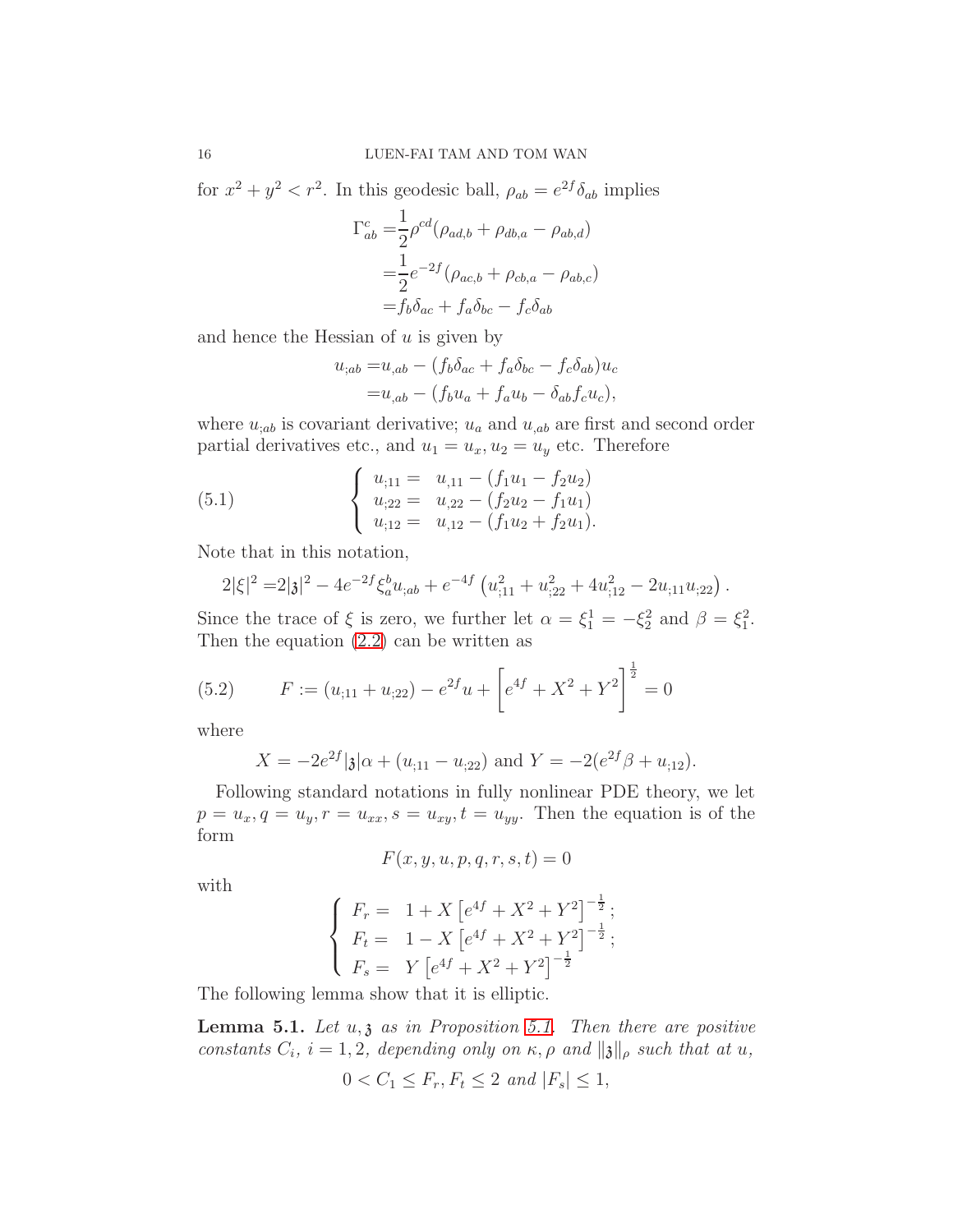for $x^2 + y^2 < r^2$. In this geodesic ball, $\rho_{ab} = e^{2f}\delta_{ab}$ implies

$$
\begin{aligned}
\Gamma^c_{ab} =& \frac{1}{2}\rho^{cd}(\rho_{ad,b} + \rho_{db,a} - \rho_{ab,d}) \\
=& \frac{1}{2}e^{-2f}(\rho_{ac,b} + \rho_{cb,a} - \rho_{ab,c}) \\
=& f_b\delta_{ac} + f_a\delta_{bc} - f_c\delta_{ab}
\end{aligned}
$$

and hence the Hessian of $u$ is given by

$$
\begin{aligned}
u_{;ab} =& u_{,ab} - (f_b\delta_{ac} + f_a\delta_{bc} - f_c\delta_{ab})u_c \\
=& u_{,ab} - (f_b u_a + f_a u_b - \delta_{ab} f_c u_c),
\end{aligned}
$$

where $u_{;ab}$ is covariant derivative; $u_a$ and $u_{,ab}$ are first and second order partial derivatives etc., and $u_1 = u_x, u_2 = u_y$ etc. Therefore

$$
\left\{
\begin{array}{ll}
u_{;11} = & u_{,11} - (f_1 u_1 - f_2 u_2) \\
u_{;22} = & u_{,22} - (f_2 u_2 - f_1 u_1) \\
u_{;12} = & u_{,12} - (f_1 u_2 + f_2 u_1).
\end{array}
\right.
\tag{5.1}
$$

Note that in this notation,

$$
2|\xi|^2 = 2|\mathfrak{z}|^2 - 4e^{-2f}\xi^b_a u_{;ab} + e^{-4f}\left(u^2_{;11} + u^2_{;22} + 4u^2_{;12} - 2u_{;11}u_{;22}\right).
$$

Since the trace of $\xi$ is zero, we further let $\alpha = \xi^1_1 = -\xi^2_2$ and $\beta = \xi^2_1$. Then the equation (2.2) can be written as

$$
F := (u_{;11} + u_{;22}) - e^{2f}u + \left[e^{4f} + X^2 + Y^2\right]^{\frac{1}{2}} = 0
\tag{5.2}
$$

where

$$
X = -2e^{2f}|\mathfrak{z}|\alpha + (u_{;11} - u_{;22}) \text{ and } Y = -2(e^{2f}\beta + u_{;12}).
$$

Following standard notations in fully nonlinear PDE theory, we let $p = u_x, q = u_y, r = u_{xx}, s = u_{xy}, t = u_{yy}$. Then the equation is of the form

$$
F(x, y, u, p, q, r, s, t) = 0
$$

with

$$
\left\{
\begin{array}{ll}
F_r = & 1 + X\left[e^{4f} + X^2 + Y^2\right]^{-\frac{1}{2}}; \\
F_t = & 1 - X\left[e^{4f} + X^2 + Y^2\right]^{-\frac{1}{2}}; \\
F_s = & Y\left[e^{4f} + X^2 + Y^2\right]^{-\frac{1}{2}}
\end{array}
\right.
$$

The following lemma show that it is elliptic.

**Lemma 5.1.** *Let $u, \mathfrak{z}$ as in Proposition 5.1. Then there are positive constants $C_i$, $i = 1, 2$, depending only on $\kappa, \rho$ and $\|\mathfrak{z}\|_\rho$ such that at $u$,*

$$
0 < C_1 \le F_r, F_t \le 2 \text{ and } |F_s| \le 1,
$$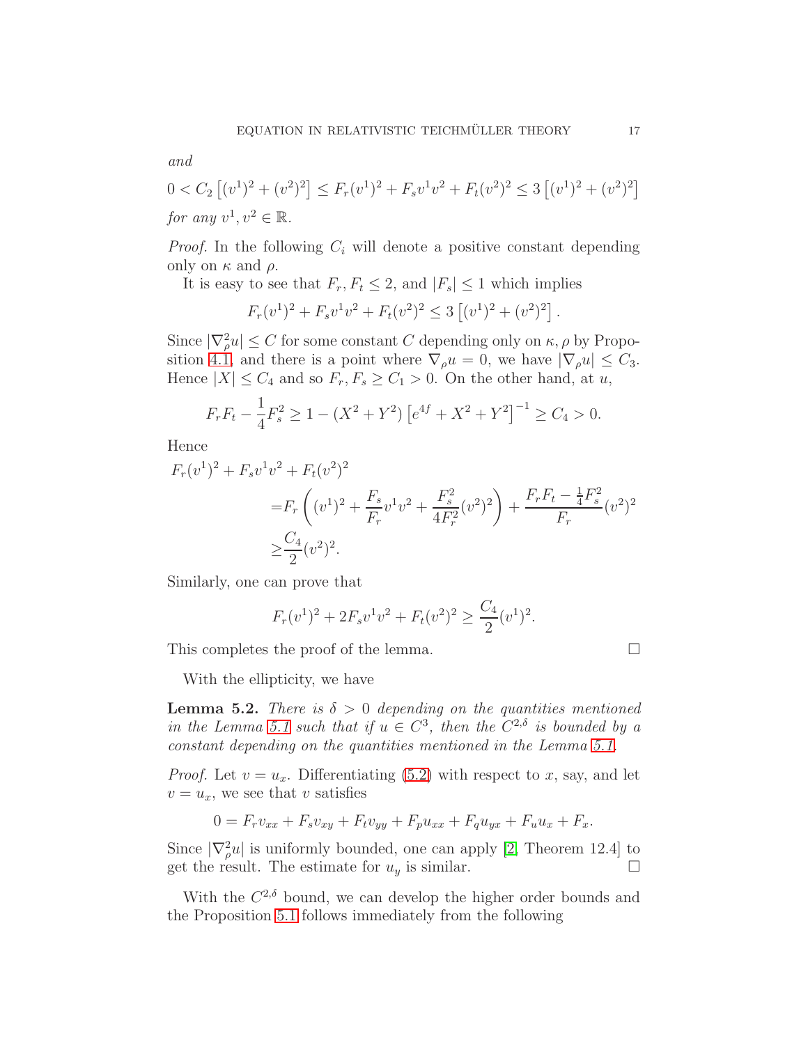*and*

$$0 < C_2 \left[(v^1)^2 + (v^2)^2\right] \le F_r(v^1)^2 + F_s v^1 v^2 + F_t(v^2)^2 \le 3\left[(v^1)^2 + (v^2)^2\right]$$

*for any* $v^1, v^2 \in \mathbb{R}$.

*Proof.* In the following $C_i$ will denote a positive constant depending only on $\kappa$ and $\rho$.

It is easy to see that $F_r, F_t \le 2$, and $|F_s| \le 1$ which implies

$$F_r(v^1)^2 + F_s v^1 v^2 + F_t(v^2)^2 \le 3\left[(v^1)^2 + (v^2)^2\right].$$

Since $|\nabla^2_\rho u| \le C$ for some constant $C$ depending only on $\kappa, \rho$ by Proposition 4.1, and there is a point where $\nabla_\rho u = 0$, we have $|\nabla_\rho u| \le C_3$. Hence $|X| \le C_4$ and so $F_r, F_s \ge C_1 > 0$. On the other hand, at $u$,

$$F_r F_t - \frac{1}{4}F_s^2 \ge 1 - (X^2 + Y^2)\left[e^{4f} + X^2 + Y^2\right]^{-1} \ge C_4 > 0.$$

Hence

$$\begin{aligned}
F_r(v^1)^2 &+ F_s v^1 v^2 + F_t(v^2)^2 \\
&= F_r\left((v^1)^2 + \frac{F_s}{F_r}v^1 v^2 + \frac{F_s^2}{4F_r^2}(v^2)^2\right) + \frac{F_r F_t - \frac{1}{4}F_s^2}{F_r}(v^2)^2 \\
&\ge \frac{C_4}{2}(v^2)^2.
\end{aligned}$$

Similarly, one can prove that

$$F_r(v^1)^2 + 2F_s v^1 v^2 + F_t(v^2)^2 \ge \frac{C_4}{2}(v^1)^2.$$

This completes the proof of the lemma. □

With the ellipticity, we have

**Lemma 5.2.** *There is $\delta > 0$ depending on the quantities mentioned in the Lemma 5.1 such that if $u \in C^3$, then the $C^{2,\delta}$ is bounded by a constant depending on the quantities mentioned in the Lemma 5.1.*

*Proof.* Let $v = u_x$. Differentiating (5.2) with respect to $x$, say, and let $v = u_x$, we see that $v$ satisfies

$$0 = F_r v_{xx} + F_s v_{xy} + F_t v_{yy} + F_p u_{xx} + F_q u_{yx} + F_u u_x + F_x.$$

Since $|\nabla^2_\rho u|$ is uniformly bounded, one can apply [2, Theorem 12.4] to get the result. The estimate for $u_y$ is similar. □

With the $C^{2,\delta}$ bound, we can develop the higher order bounds and the Proposition 5.1 follows immediately from the following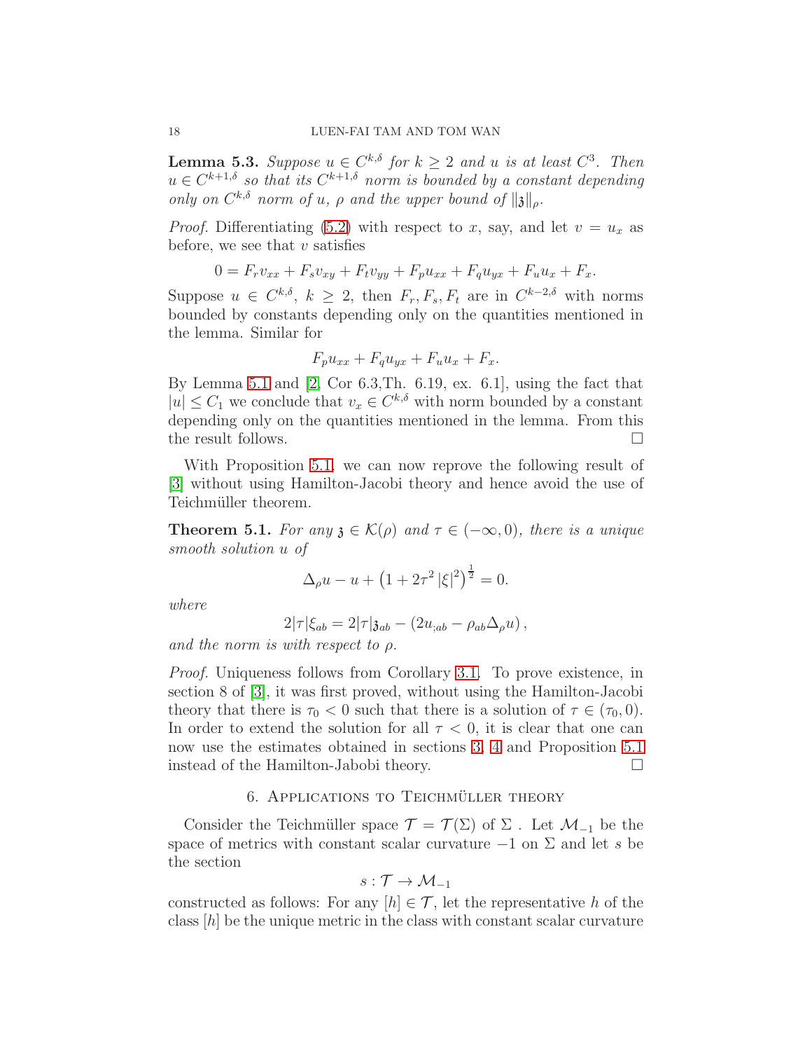**Lemma 5.3.** *Suppose $u \in C^{k,\delta}$ for $k \geq 2$ and $u$ is at least $C^3$. Then $u \in C^{k+1,\delta}$ so that its $C^{k+1,\delta}$ norm is bounded by a constant depending only on $C^{k,\delta}$ norm of $u$, $\rho$ and the upper bound of $\|\mathfrak{z}\|_\rho$.*

*Proof.* Differentiating (5.2) with respect to $x$, say, and let $v = u_x$ as before, we see that $v$ satisfies

$$0 = F_r v_{xx} + F_s v_{xy} + F_t v_{yy} + F_p u_{xx} + F_q u_{yx} + F_u u_x + F_x.$$

Suppose $u \in C^{k,\delta}$, $k \geq 2$, then $F_r, F_s, F_t$ are in $C^{k-2,\delta}$ with norms bounded by constants depending only on the quantities mentioned in the lemma. Similar for

$$F_p u_{xx} + F_q u_{yx} + F_u u_x + F_x.$$

By Lemma 5.1 and [2, Cor 6.3,Th. 6.19, ex. 6.1], using the fact that $|u| \leq C_1$ we conclude that $v_x \in C^{k,\delta}$ with norm bounded by a constant depending only on the quantities mentioned in the lemma. From this the result follows. □

With Proposition 5.1, we can now reprove the following result of [3] without using Hamilton-Jacobi theory and hence avoid the use of Teichmüller theorem.

**Theorem 5.1.** *For any $\mathfrak{z} \in \mathcal{K}(\rho)$ and $\tau \in (-\infty, 0)$, there is a unique smooth solution $u$ of*

$$\Delta_\rho u - u + \left(1 + 2\tau^2 |\xi|^2\right)^{\frac{1}{2}} = 0.$$

*where*

$$2|\tau|\xi_{ab} = 2|\tau|\mathfrak{z}_{ab} - \left(2u_{;ab} - \rho_{ab}\Delta_\rho u\right),$$

*and the norm is with respect to $\rho$.*

*Proof.* Uniqueness follows from Corollary 3.1. To prove existence, in section 8 of [3], it was first proved, without using the Hamilton-Jacobi theory that there is $\tau_0 < 0$ such that there is a solution of $\tau \in (\tau_0, 0)$. In order to extend the solution for all $\tau < 0$, it is clear that one can now use the estimates obtained in sections 3, 4 and Proposition 5.1 instead of the Hamilton-Jabobi theory. □

## 6. Applications to Teichmüller theory

Consider the Teichmüller space $\mathcal{T} = \mathcal{T}(\Sigma)$ of $\Sigma$ . Let $\mathcal{M}_{-1}$ be the space of metrics with constant scalar curvature $-1$ on $\Sigma$ and let $s$ be the section

$$s : \mathcal{T} \to \mathcal{M}_{-1}$$

constructed as follows: For any $[h] \in \mathcal{T}$, let the representative $h$ of the class $[h]$ be the unique metric in the class with constant scalar curvature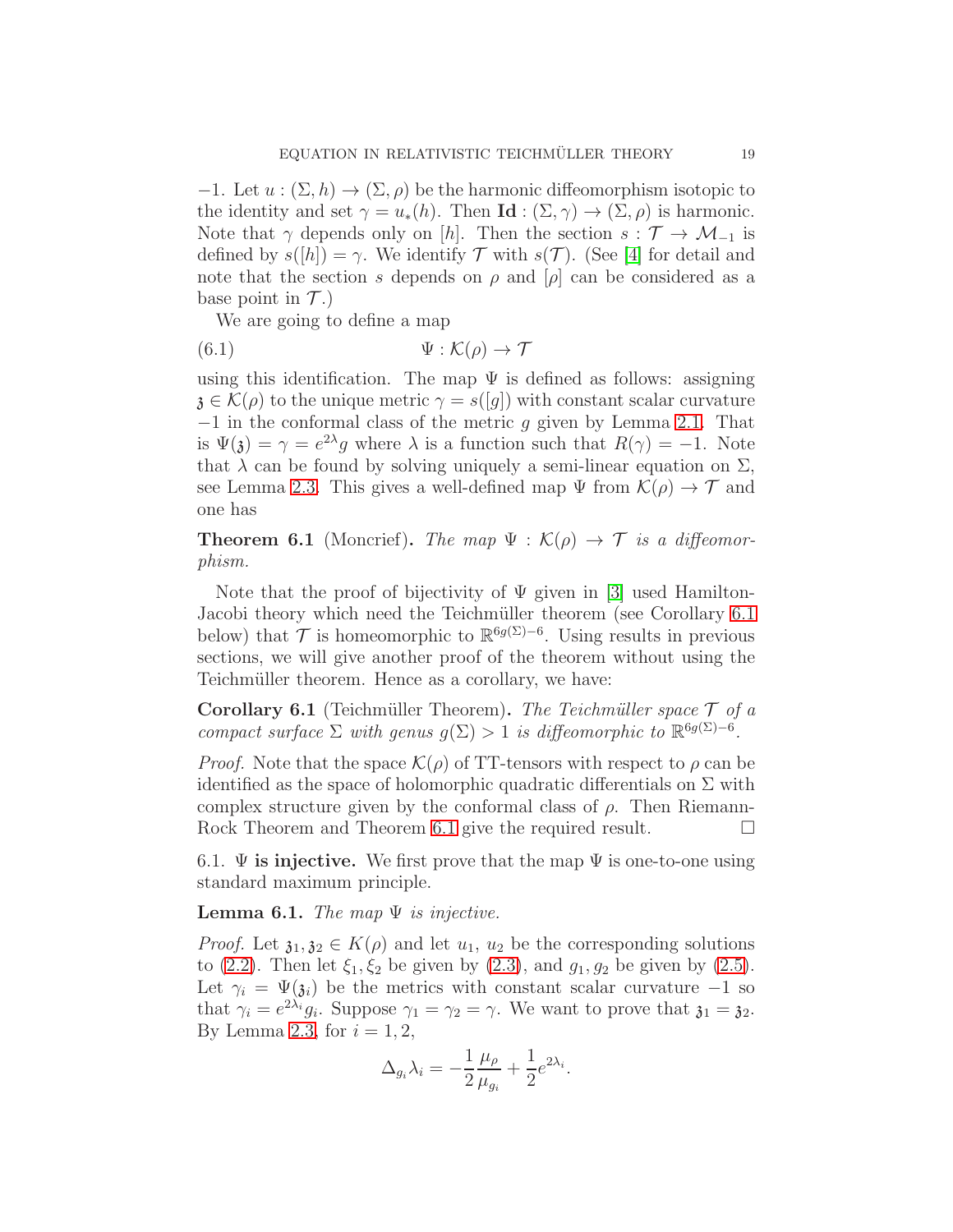$-1$. Let $u : (\Sigma, h) \to (\Sigma, \rho)$ be the harmonic diffeomorphism isotopic to the identity and set $\gamma = u_*(h)$. Then $\mathbf{Id} : (\Sigma, \gamma) \to (\Sigma, \rho)$ is harmonic. Note that $\gamma$ depends only on $[h]$. Then the section $s : \mathcal{T} \to \mathcal{M}_{-1}$ is defined by $s([h]) = \gamma$. We identify $\mathcal{T}$ with $s(\mathcal{T})$. (See [4] for detail and note that the section $s$ depends on $\rho$ and $[\rho]$ can be considered as a base point in $\mathcal{T}$.)

We are going to define a map

$$\Psi : \mathcal{K}(\rho) \to \mathcal{T} \tag{6.1}$$

using this identification. The map $\Psi$ is defined as follows: assigning $\mathfrak{z} \in \mathcal{K}(\rho)$ to the unique metric $\gamma = s([g])$ with constant scalar curvature $-1$ in the conformal class of the metric $g$ given by Lemma 2.1. That is $\Psi(\mathfrak{z}) = \gamma = e^{2\lambda} g$ where $\lambda$ is a function such that $R(\gamma) = -1$. Note that $\lambda$ can be found by solving uniquely a semi-linear equation on $\Sigma$, see Lemma 2.3. This gives a well-defined map $\Psi$ from $\mathcal{K}(\rho) \to \mathcal{T}$ and one has

**Theorem 6.1** (Moncrief). *The map $\Psi : \mathcal{K}(\rho) \to \mathcal{T}$ is a diffeomorphism.*

Note that the proof of bijectivity of $\Psi$ given in [3] used Hamilton-Jacobi theory which need the Teichmüller theorem (see Corollary 6.1 below) that $\mathcal{T}$ is homeomorphic to $\mathbb{R}^{6g(\Sigma)-6}$. Using results in previous sections, we will give another proof of the theorem without using the Teichmüller theorem. Hence as a corollary, we have:

**Corollary 6.1** (Teichmüller Theorem). *The Teichmüller space $\mathcal{T}$ of a compact surface $\Sigma$ with genus $g(\Sigma) > 1$ is diffeomorphic to $\mathbb{R}^{6g(\Sigma)-6}$.*

*Proof.* Note that the space $\mathcal{K}(\rho)$ of TT-tensors with respect to $\rho$ can be identified as the space of holomorphic quadratic differentials on $\Sigma$ with complex structure given by the conformal class of $\rho$. Then Riemann-Rock Theorem and Theorem 6.1 give the required result. □

6.1. **$\Psi$ is injective.** We first prove that the map $\Psi$ is one-to-one using standard maximum principle.

**Lemma 6.1.** *The map $\Psi$ is injective.*

*Proof.* Let $\mathfrak{z}_1, \mathfrak{z}_2 \in K(\rho)$ and let $u_1$, $u_2$ be the corresponding solutions to (2.2). Then let $\xi_1, \xi_2$ be given by (2.3), and $g_1, g_2$ be given by (2.5). Let $\gamma_i = \Psi(\mathfrak{z}_i)$ be the metrics with constant scalar curvature $-1$ so that $\gamma_i = e^{2\lambda_i} g_i$. Suppose $\gamma_1 = \gamma_2 = \gamma$. We want to prove that $\mathfrak{z}_1 = \mathfrak{z}_2$. By Lemma 2.3, for $i = 1, 2$,

$$\Delta_{g_i} \lambda_i = -\frac{1}{2} \frac{\mu_\rho}{\mu_{g_i}} + \frac{1}{2} e^{2\lambda_i}.$$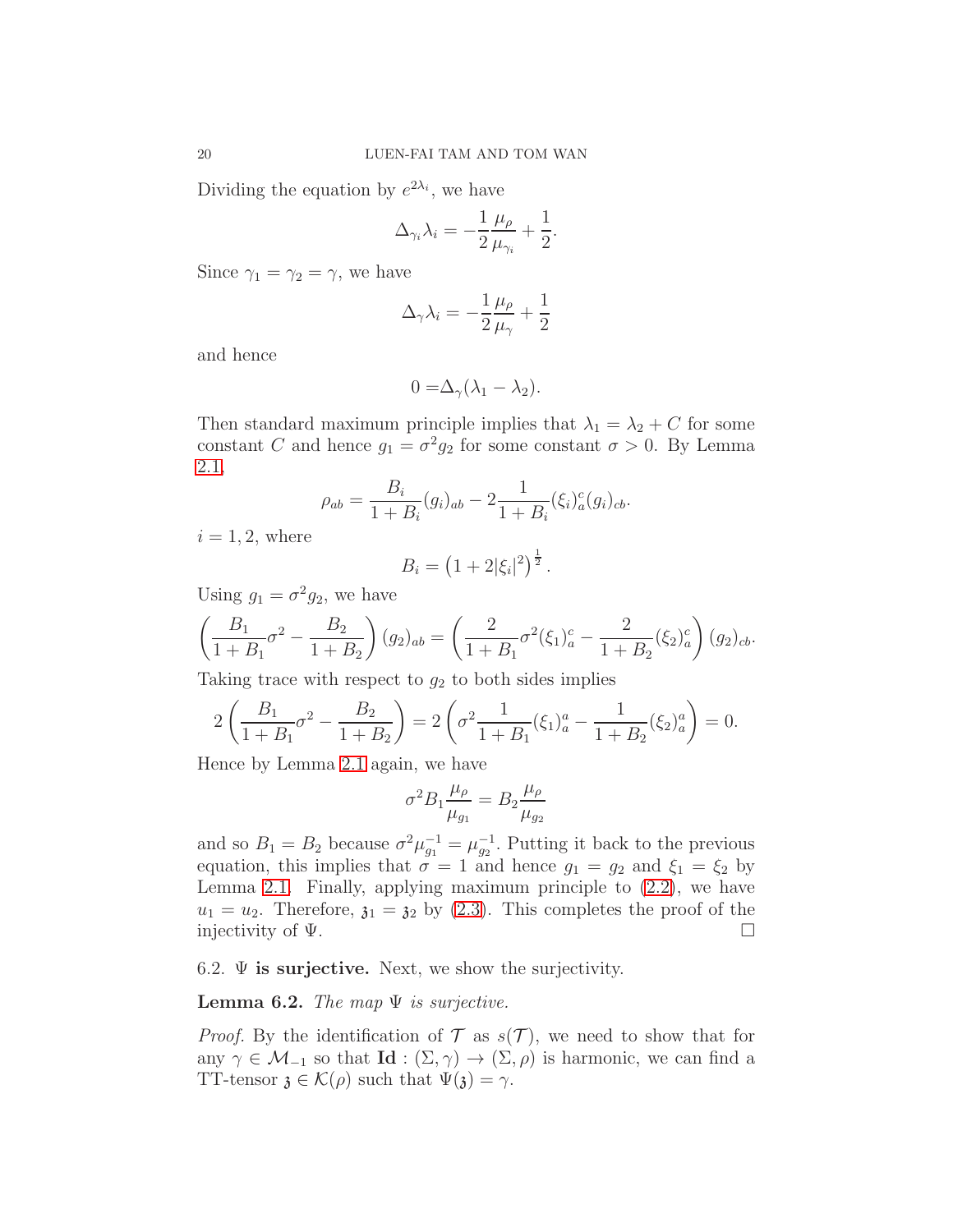Dividing the equation by $e^{2\lambda_i}$, we have

$$\Delta_{\gamma_i}\lambda_i = -\frac{1}{2}\frac{\mu_\rho}{\mu_{\gamma_i}} + \frac{1}{2}.$$

Since $\gamma_1 = \gamma_2 = \gamma$, we have

$$\Delta_{\gamma}\lambda_i = -\frac{1}{2}\frac{\mu_\rho}{\mu_{\gamma}} + \frac{1}{2}$$

and hence

$$0 = \Delta_\gamma(\lambda_1 - \lambda_2).$$

Then standard maximum principle implies that $\lambda_1 = \lambda_2 + C$ for some constant $C$ and hence $g_1 = \sigma^2 g_2$ for some constant $\sigma > 0$. By Lemma 2.1,

$$\rho_{ab} = \frac{B_i}{1+B_i}(g_i)_{ab} - 2\frac{1}{1+B_i}(\xi_i)_a^c(g_i)_{cb}.$$

$i = 1, 2$, where

$$B_i = \left(1 + 2|\xi_i|^2\right)^{\frac{1}{2}}.$$

Using $g_1 = \sigma^2 g_2$, we have

$$\left(\frac{B_1}{1+B_1}\sigma^2 - \frac{B_2}{1+B_2}\right)(g_2)_{ab} = \left(\frac{2}{1+B_1}\sigma^2(\xi_1)_a^c - \frac{2}{1+B_2}(\xi_2)_a^c\right)(g_2)_{cb}.$$

Taking trace with respect to $g_2$ to both sides implies

$$2\left(\frac{B_1}{1+B_1}\sigma^2 - \frac{B_2}{1+B_2}\right) = 2\left(\sigma^2\frac{1}{1+B_1}(\xi_1)_a^a - \frac{1}{1+B_2}(\xi_2)_a^a\right) = 0.$$

Hence by Lemma 2.1 again, we have

$$\sigma^2 B_1 \frac{\mu_\rho}{\mu_{g_1}} = B_2 \frac{\mu_\rho}{\mu_{g_2}}$$

and so $B_1 = B_2$ because $\sigma^2\mu_{g_1}^{-1} = \mu_{g_2}^{-1}$. Putting it back to the previous equation, this implies that $\sigma = 1$ and hence $g_1 = g_2$ and $\xi_1 = \xi_2$ by Lemma 2.1. Finally, applying maximum principle to (2.2), we have $u_1 = u_2$. Therefore, $\mathfrak{z}_1 = \mathfrak{z}_2$ by (2.3). This completes the proof of the injectivity of $\Psi$. $\square$

6.2. **$\Psi$ is surjective.** Next, we show the surjectivity.

**Lemma 6.2.** *The map $\Psi$ is surjective.*

*Proof.* By the identification of $\mathcal{T}$ as $s(\mathcal{T})$, we need to show that for any $\gamma \in \mathcal{M}_{-1}$ so that $\mathbf{Id} : (\Sigma, \gamma) \to (\Sigma, \rho)$ is harmonic, we can find a TT-tensor $\mathfrak{z} \in \mathcal{K}(\rho)$ such that $\Psi(\mathfrak{z}) = \gamma$.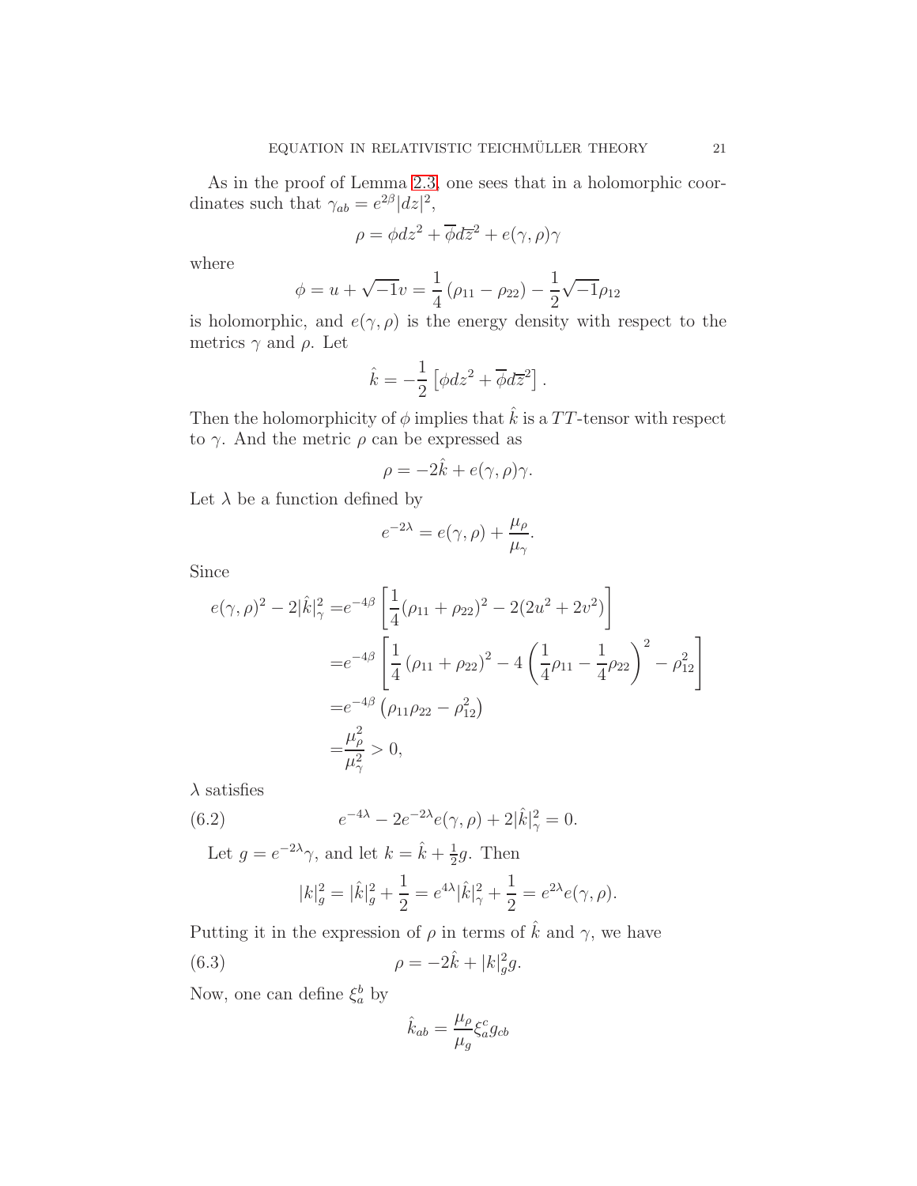As in the proof of Lemma 2.3, one sees that in a holomorphic coordinates such that $\gamma_{ab} = e^{2\beta}|dz|^2$,

$$\rho = \phi dz^2 + \overline{\phi} d\overline{z}^2 + e(\gamma, \rho)\gamma$$

where

$$\phi = u + \sqrt{-1}v = \frac{1}{4}\left(\rho_{11} - \rho_{22}\right) - \frac{1}{2}\sqrt{-1}\rho_{12}$$

is holomorphic, and $e(\gamma, \rho)$ is the energy density with respect to the metrics $\gamma$ and $\rho$. Let

$$\hat{k} = -\frac{1}{2}\left[\phi dz^2 + \overline{\phi} d\overline{z}^2\right].$$

Then the holomorphicity of $\phi$ implies that $\hat{k}$ is a $TT$-tensor with respect to $\gamma$. And the metric $\rho$ can be expressed as

$$\rho = -2\hat{k} + e(\gamma, \rho)\gamma.$$

Let $\lambda$ be a function defined by

$$e^{-2\lambda} = e(\gamma, \rho) + \frac{\mu_\rho}{\mu_\gamma}.$$

Since

$$\begin{aligned}
e(\gamma, \rho)^2 - 2|\hat{k}|^2_\gamma =& e^{-4\beta}\left[\frac{1}{4}(\rho_{11} + \rho_{22})^2 - 2(2u^2 + 2v^2)\right] \\
=& e^{-4\beta}\left[\frac{1}{4}\left(\rho_{11} + \rho_{22}\right)^2 - 4\left(\frac{1}{4}\rho_{11} - \frac{1}{4}\rho_{22}\right)^2 - \rho_{12}^2\right] \\
=& e^{-4\beta}\left(\rho_{11}\rho_{22} - \rho_{12}^2\right) \\
=& \frac{\mu_\rho^2}{\mu_\gamma^2} > 0,
\end{aligned}$$

$\lambda$ satisfies

$$e^{-4\lambda} - 2e^{-2\lambda}e(\gamma, \rho) + 2|\hat{k}|^2_\gamma = 0. \tag{6.2}$$

Let $g = e^{-2\lambda}\gamma$, and let $k = \hat{k} + \frac{1}{2}g$. Then

$$|k|^2_g = |\hat{k}|^2_g + \frac{1}{2} = e^{4\lambda}|\hat{k}|^2_\gamma + \frac{1}{2} = e^{2\lambda}e(\gamma, \rho).$$

Putting it in the expression of $\rho$ in terms of $\hat{k}$ and $\gamma$, we have

$$\rho = -2\hat{k} + |k|^2_g g. \tag{6.3}$$

Now, one can define $\xi^b_a$ by

$$\hat{k}_{ab} = \frac{\mu_\rho}{\mu_g}\xi^c_a g_{cb}$$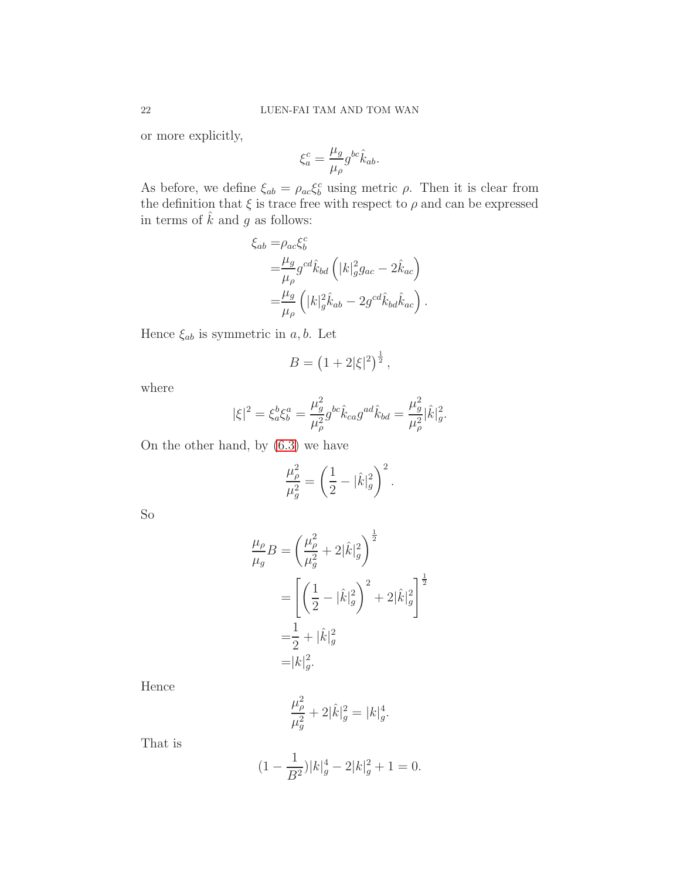or more explicitly,

$$\xi_a^c = \frac{\mu_g}{\mu_\rho} g^{bc} \hat{k}_{ab}.$$

As before, we define $\xi_{ab} = \rho_{ac}\xi_b^c$ using metric $\rho$. Then it is clear from the definition that $\xi$ is trace free with respect to $\rho$ and can be expressed in terms of $\hat{k}$ and $g$ as follows:

$$\begin{aligned}
\xi_{ab} =& \rho_{ac}\xi_b^c \\
=& \frac{\mu_g}{\mu_\rho} g^{cd}\hat{k}_{bd}\left(|k|_g^2 g_{ac} - 2\hat{k}_{ac}\right) \\
=& \frac{\mu_g}{\mu_\rho}\left(|k|_g^2 \hat{k}_{ab} - 2g^{cd}\hat{k}_{bd}\hat{k}_{ac}\right).
\end{aligned}$$

Hence $\xi_{ab}$ is symmetric in $a, b$. Let

$$B = \left(1 + 2|\xi|^2\right)^{\frac{1}{2}},$$

where

$$|\xi|^2 = \xi_a^b \xi_b^a = \frac{\mu_g^2}{\mu_\rho^2} g^{bc}\hat{k}_{ca} g^{ad}\hat{k}_{bd} = \frac{\mu_g^2}{\mu_\rho^2}|\hat{k}|_g^2.$$

On the other hand, by (6.3) we have

$$\frac{\mu_\rho^2}{\mu_g^2} = \left(\frac{1}{2} - |\hat{k}|_g^2\right)^2.$$

So

$$\begin{aligned}
\frac{\mu_\rho}{\mu_g} B =& \left(\frac{\mu_\rho^2}{\mu_g^2} + 2|\hat{k}|_g^2\right)^{\frac{1}{2}} \\
=& \left[\left(\frac{1}{2} - |\hat{k}|_g^2\right)^2 + 2|\hat{k}|_g^2\right]^{\frac{1}{2}} \\
=& \frac{1}{2} + |\hat{k}|_g^2 \\
=& |k|_g^2.
\end{aligned}$$

Hence

$$\frac{\mu_\rho^2}{\mu_g^2} + 2|\hat{k}|_g^2 = |k|_g^4.$$

That is

$$\left(1 - \frac{1}{B^2}\right)|k|_g^4 - 2|k|_g^2 + 1 = 0.$$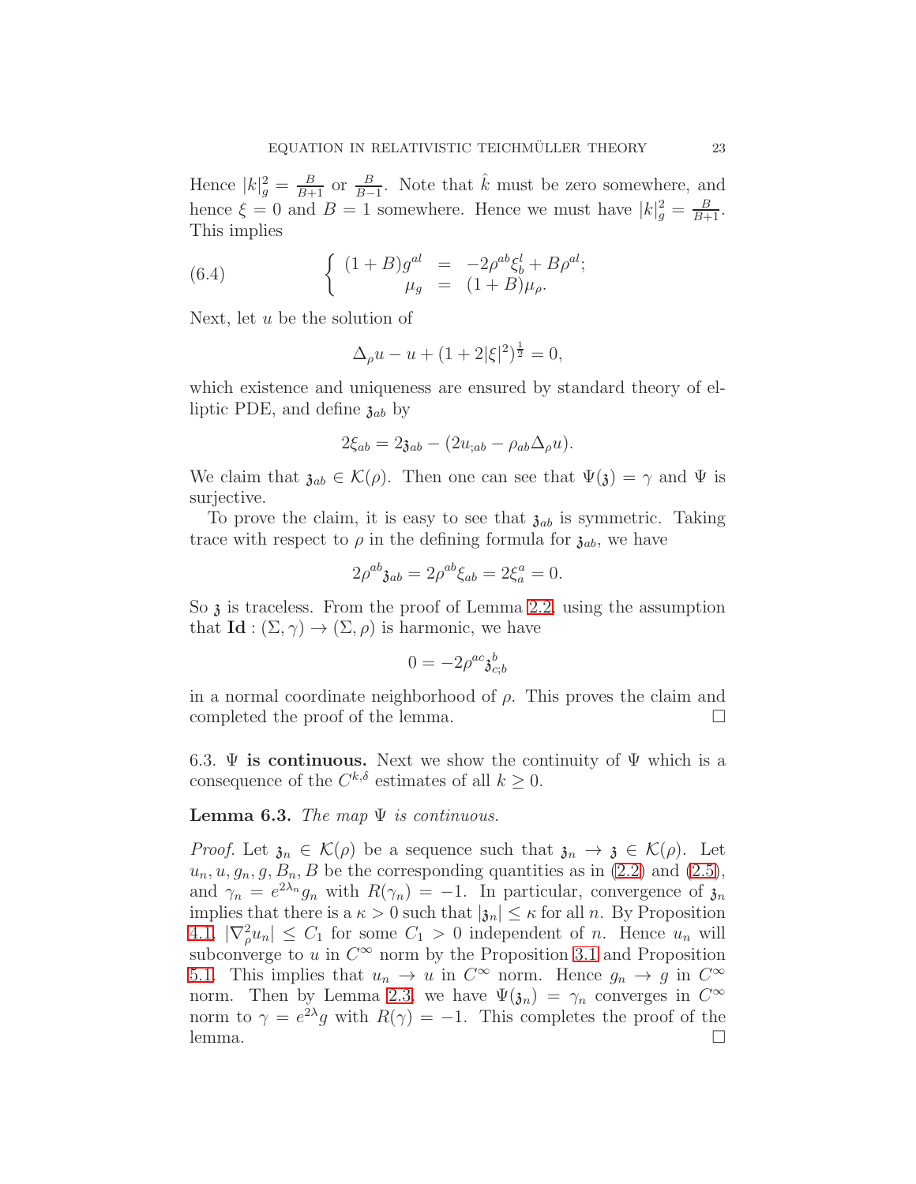Hence $|k|_g^2 = \frac{B}{B+1}$ or $\frac{B}{B-1}$. Note that $\hat{k}$ must be zero somewhere, and hence $\xi = 0$ and $B = 1$ somewhere. Hence we must have $|k|_g^2 = \frac{B}{B+1}$. This implies

$$
\left\{ \begin{array}{rcl} (1+B)g^{al} & = & -2\rho^{ab}\xi_b^l + B\rho^{al}; \\ \mu_g & = & (1+B)\mu_\rho. \end{array} \right. \tag{6.4}
$$

Next, let $u$ be the solution of

$$
\Delta_\rho u - u + (1 + 2|\xi|^2)^{\frac{1}{2}} = 0,
$$

which existence and uniqueness are ensured by standard theory of elliptic PDE, and define $\mathfrak{z}_{ab}$ by

$$
2\xi_{ab} = 2\mathfrak{z}_{ab} - (2u_{;ab} - \rho_{ab}\Delta_\rho u).
$$

We claim that $\mathfrak{z}_{ab} \in \mathcal{K}(\rho)$. Then one can see that $\Psi(\mathfrak{z}) = \gamma$ and $\Psi$ is surjective.

To prove the claim, it is easy to see that $\mathfrak{z}_{ab}$ is symmetric. Taking trace with respect to $\rho$ in the defining formula for $\mathfrak{z}_{ab}$, we have

$$
2\rho^{ab}\mathfrak{z}_{ab} = 2\rho^{ab}\xi_{ab} = 2\xi_a^a = 0.
$$

So $\mathfrak{z}$ is traceless. From the proof of Lemma 2.2, using the assumption that $\mathbf{Id} : (\Sigma, \gamma) \to (\Sigma, \rho)$ is harmonic, we have

$$
0 = -2\rho^{ac}\mathfrak{z}_{c;b}^b
$$

in a normal coordinate neighborhood of $\rho$. This proves the claim and completed the proof of the lemma. $\square$

6.3. **$\Psi$ is continuous.** Next we show the continuity of $\Psi$ which is a consequence of the $C^{k,\delta}$ estimates of all $k \geq 0$.

**Lemma 6.3.** *The map $\Psi$ is continuous.*

*Proof.* Let $\mathfrak{z}_n \in \mathcal{K}(\rho)$ be a sequence such that $\mathfrak{z}_n \to \mathfrak{z} \in \mathcal{K}(\rho)$. Let $u_n, u, g_n, g, B_n, B$ be the corresponding quantities as in (2.2) and (2.5), and $\gamma_n = e^{2\lambda_n}g_n$ with $R(\gamma_n) = -1$. In particular, convergence of $\mathfrak{z}_n$ implies that there is a $\kappa > 0$ such that $|\mathfrak{z}_n| \leq \kappa$ for all $n$. By Proposition 4.1, $|\nabla_\rho^2 u_n| \leq C_1$ for some $C_1 > 0$ independent of $n$. Hence $u_n$ will subconverge to $u$ in $C^\infty$ norm by the Proposition 3.1 and Proposition 5.1. This implies that $u_n \to u$ in $C^\infty$ norm. Hence $g_n \to g$ in $C^\infty$ norm. Then by Lemma 2.3, we have $\Psi(\mathfrak{z}_n) = \gamma_n$ converges in $C^\infty$ norm to $\gamma = e^{2\lambda}g$ with $R(\gamma) = -1$. This completes the proof of the lemma. $\square$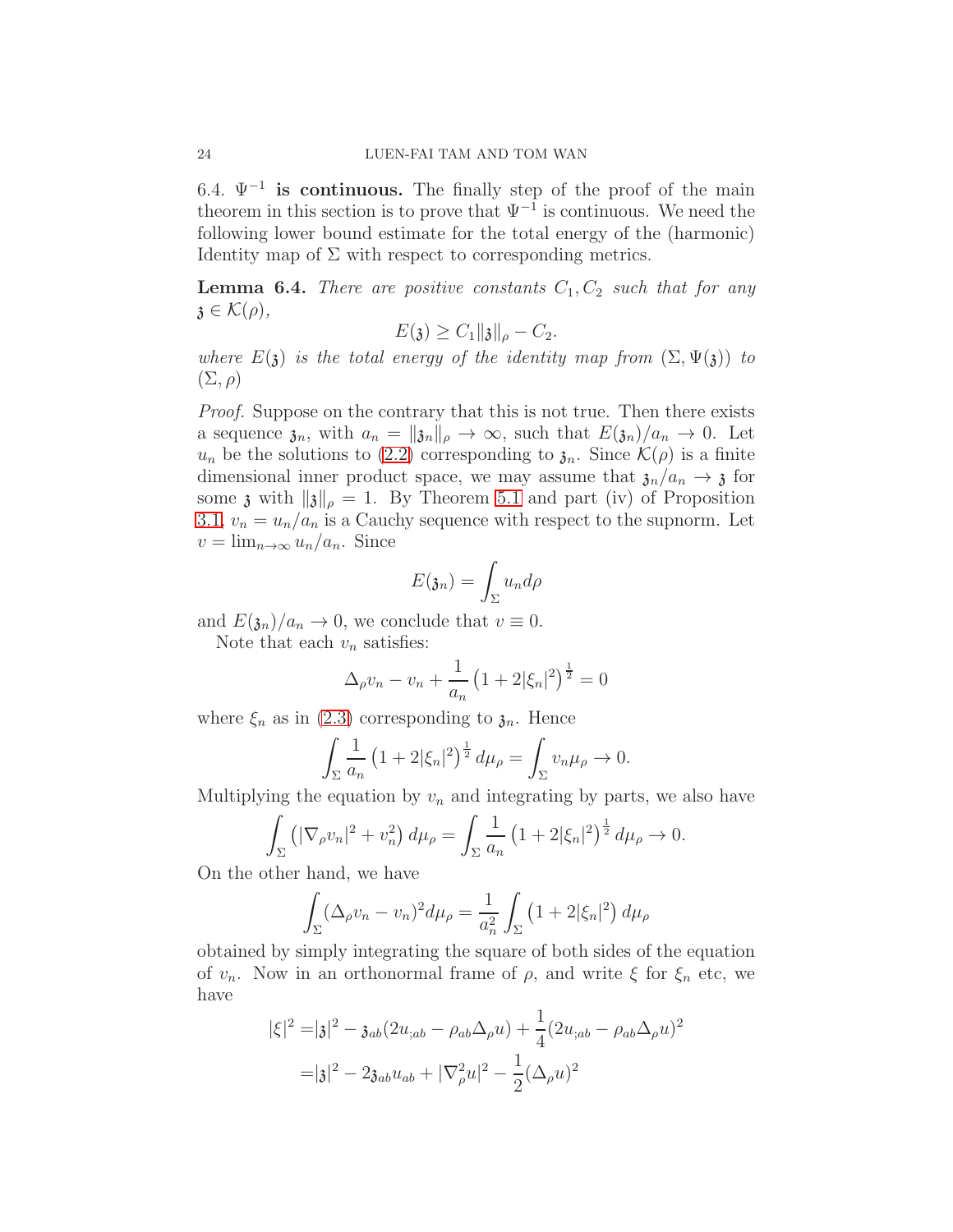6.4. $\Psi^{-1}$ **is continuous.** The finally step of the proof of the main theorem in this section is to prove that $\Psi^{-1}$ is continuous. We need the following lower bound estimate for the total energy of the (harmonic) Identity map of $\Sigma$ with respect to corresponding metrics.

**Lemma 6.4.** *There are positive constants $C_1, C_2$ such that for any $\mathfrak{z} \in \mathcal{K}(\rho)$,*

$$E(\mathfrak{z}) \geq C_1 \|\mathfrak{z}\|_\rho - C_2.$$

*where $E(\mathfrak{z})$ is the total energy of the identity map from $(\Sigma, \Psi(\mathfrak{z}))$ to $(\Sigma, \rho)$*

*Proof.* Suppose on the contrary that this is not true. Then there exists a sequence $\mathfrak{z}_n$, with $a_n = \|\mathfrak{z}_n\|_\rho \to \infty$, such that $E(\mathfrak{z}_n)/a_n \to 0$. Let $u_n$ be the solutions to (2.2) corresponding to $\mathfrak{z}_n$. Since $\mathcal{K}(\rho)$ is a finite dimensional inner product space, we may assume that $\mathfrak{z}_n/a_n \to \mathfrak{z}$ for some $\mathfrak{z}$ with $\|\mathfrak{z}\|_\rho = 1$. By Theorem 5.1 and part (iv) of Proposition 3.1, $v_n = u_n/a_n$ is a Cauchy sequence with respect to the supnorm. Let $v = \lim_{n\to\infty} u_n/a_n$. Since

$$E(\mathfrak{z}_n) = \int_\Sigma u_n d\rho$$

and $E(\mathfrak{z}_n)/a_n \to 0$, we conclude that $v \equiv 0$.

Note that each $v_n$ satisfies:

$$\Delta_\rho v_n - v_n + \frac{1}{a_n}\left(1 + 2|\xi_n|^2\right)^{\frac{1}{2}} = 0$$

where $\xi_n$ as in (2.3) corresponding to $\mathfrak{z}_n$. Hence

$$\int_\Sigma \frac{1}{a_n}\left(1 + 2|\xi_n|^2\right)^{\frac{1}{2}} d\mu_\rho = \int_\Sigma v_n \mu_\rho \to 0.$$

Multiplying the equation by $v_n$ and integrating by parts, we also have

$$\int_\Sigma \left(|\nabla_\rho v_n|^2 + v_n^2\right) d\mu_\rho = \int_\Sigma \frac{1}{a_n}\left(1 + 2|\xi_n|^2\right)^{\frac{1}{2}} d\mu_\rho \to 0.$$

On the other hand, we have

$$\int_\Sigma (\Delta_\rho v_n - v_n)^2 d\mu_\rho = \frac{1}{a_n^2}\int_\Sigma \left(1 + 2|\xi_n|^2\right) d\mu_\rho$$

obtained by simply integrating the square of both sides of the equation of $v_n$. Now in an orthonormal frame of $\rho$, and write $\xi$ for $\xi_n$ etc, we have

$$\begin{aligned}
|\xi|^2 =& |\mathfrak{z}|^2 - \mathfrak{z}_{ab}(2u_{;ab} - \rho_{ab}\Delta_\rho u) + \frac{1}{4}(2u_{;ab} - \rho_{ab}\Delta_\rho u)^2 \\
=& |\mathfrak{z}|^2 - 2\mathfrak{z}_{ab}u_{ab} + |\nabla_\rho^2 u|^2 - \frac{1}{2}(\Delta_\rho u)^2
\end{aligned}$$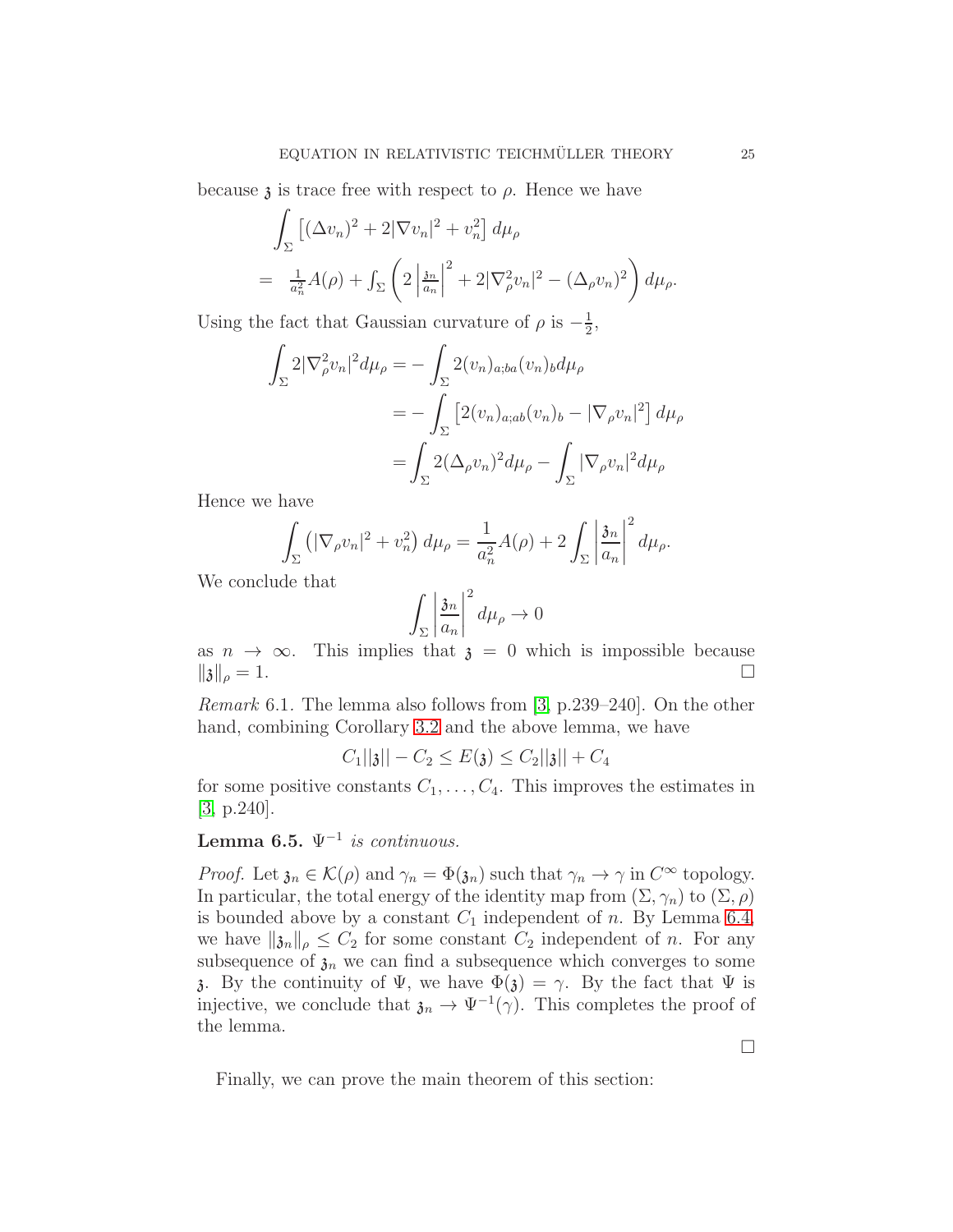because $\mathfrak{z}$ is trace free with respect to $\rho$. Hence we have

$$
\begin{aligned}
&\int_\Sigma \left[(\Delta v_n)^2 + 2|\nabla v_n|^2 + v_n^2\right] d\mu_\rho \\
= \;& \tfrac{1}{a_n^2} A(\rho) + \textstyle\int_\Sigma \left(2\left|\tfrac{\mathfrak{z}_n}{a_n}\right|^2 + 2|\nabla_\rho^2 v_n|^2 - (\Delta_\rho v_n)^2\right) d\mu_\rho.
\end{aligned}
$$

Using the fact that Gaussian curvature of $\rho$ is $-\frac{1}{2}$,

$$
\begin{aligned}
\int_\Sigma 2|\nabla_\rho^2 v_n|^2 d\mu_\rho &= -\int_\Sigma 2(v_n)_{a;ba}(v_n)_b d\mu_\rho \\
&= -\int_\Sigma \left[2(v_n)_{a;ab}(v_n)_b - |\nabla_\rho v_n|^2\right] d\mu_\rho \\
&= \int_\Sigma 2(\Delta_\rho v_n)^2 d\mu_\rho - \int_\Sigma |\nabla_\rho v_n|^2 d\mu_\rho
\end{aligned}
$$

Hence we have

$$
\int_\Sigma \left(|\nabla_\rho v_n|^2 + v_n^2\right) d\mu_\rho = \frac{1}{a_n^2} A(\rho) + 2\int_\Sigma \left|\frac{\mathfrak{z}_n}{a_n}\right|^2 d\mu_\rho.
$$

We conclude that

$$
\int_\Sigma \left|\frac{\mathfrak{z}_n}{a_n}\right|^2 d\mu_\rho \to 0
$$

as $n \to \infty$. This implies that $\mathfrak{z} = 0$ which is impossible because $\|\mathfrak{z}\|_\rho = 1$. ☐

*Remark* 6.1. The lemma also follows from [3, p.239–240]. On the other hand, combining Corollary 3.2 and the above lemma, we have

$$
C_1||\mathfrak{z}|| - C_2 \le E(\mathfrak{z}) \le C_2||\mathfrak{z}|| + C_4
$$

for some positive constants $C_1, \ldots, C_4$. This improves the estimates in [3, p.240].

**Lemma 6.5.** *$\Psi^{-1}$ is continuous.*

*Proof.* Let $\mathfrak{z}_n \in \mathcal{K}(\rho)$ and $\gamma_n = \Phi(\mathfrak{z}_n)$ such that $\gamma_n \to \gamma$ in $C^\infty$ topology. In particular, the total energy of the identity map from $(\Sigma, \gamma_n)$ to $(\Sigma, \rho)$ is bounded above by a constant $C_1$ independent of $n$. By Lemma 6.4, we have $\|\mathfrak{z}_n\|_\rho \le C_2$ for some constant $C_2$ independent of $n$. For any subsequence of $\mathfrak{z}_n$ we can find a subsequence which converges to some $\mathfrak{z}$. By the continuity of $\Psi$, we have $\Phi(\mathfrak{z}) = \gamma$. By the fact that $\Psi$ is injective, we conclude that $\mathfrak{z}_n \to \Psi^{-1}(\gamma)$. This completes the proof of the lemma.

☐

Finally, we can prove the main theorem of this section: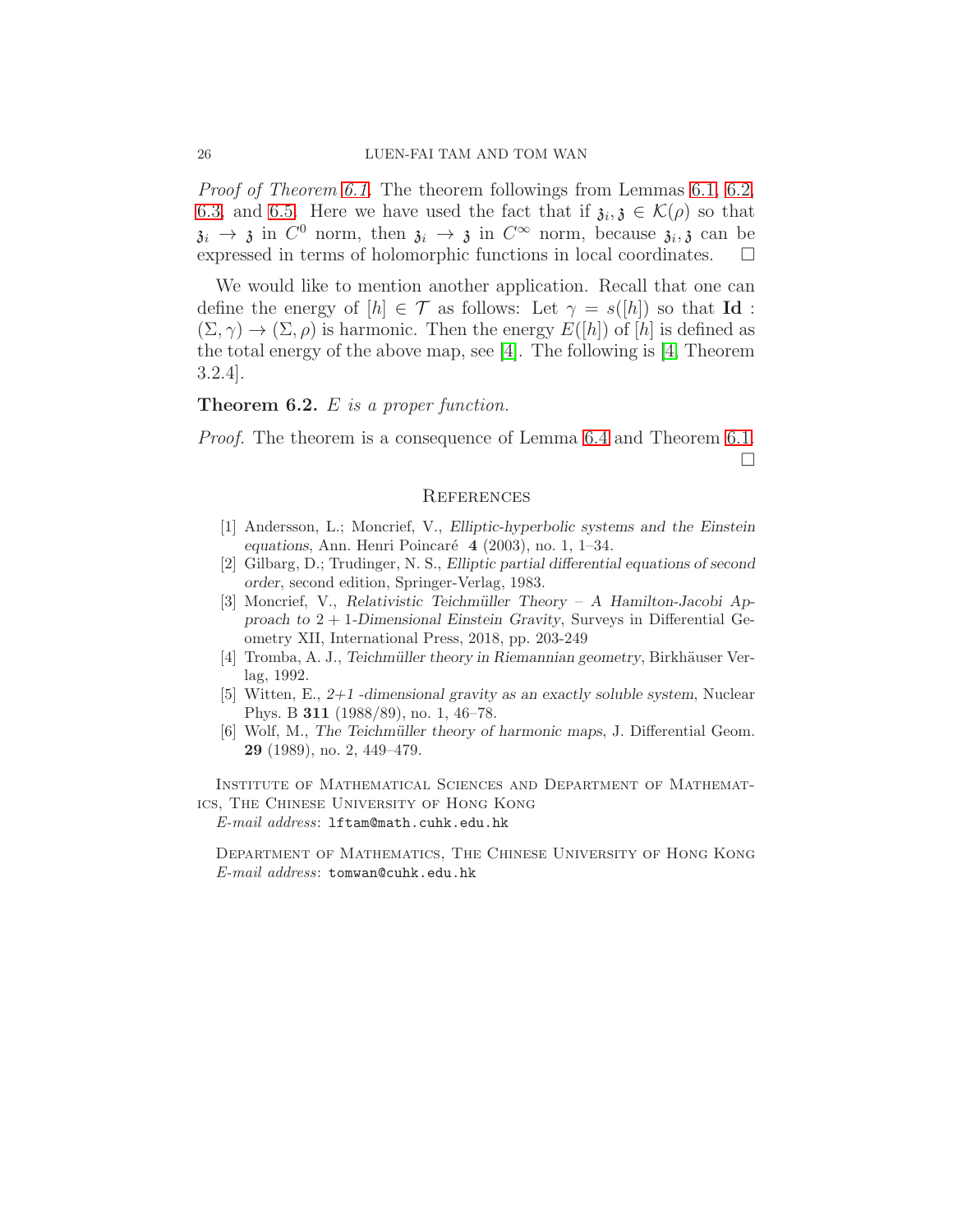*Proof of Theorem 6.1.* The theorem followings from Lemmas 6.1, 6.2, 6.3, and 6.5. Here we have used the fact that if $\mathfrak{z}_i, \mathfrak{z} \in \mathcal{K}(\rho)$ so that $\mathfrak{z}_i \to \mathfrak{z}$ in $C^0$ norm, then $\mathfrak{z}_i \to \mathfrak{z}$ in $C^\infty$ norm, because $\mathfrak{z}_i, \mathfrak{z}$ can be expressed in terms of holomorphic functions in local coordinates. □

We would like to mention another application. Recall that one can define the energy of $[h] \in \mathcal{T}$ as follows: Let $\gamma = s([h])$ so that $\mathbf{Id} : (\Sigma, \gamma) \to (\Sigma, \rho)$ is harmonic. Then the energy $E([h])$ of $[h]$ is defined as the total energy of the above map, see [4]. The following is [4, Theorem 3.2.4].

**Theorem 6.2.** *$E$ is a proper function.*

*Proof.* The theorem is a consequence of Lemma 6.4 and Theorem 6.1. □

## References

[1] Andersson, L.; Moncrief, V., *Elliptic-hyperbolic systems and the Einstein equations*, Ann. Henri Poincaré **4** (2003), no. 1, 1–34.

[2] Gilbarg, D.; Trudinger, N. S., *Elliptic partial differential equations of second order*, second edition, Springer-Verlag, 1983.

[3] Moncrief, V., *Relativistic Teichmüller Theory – A Hamilton-Jacobi Approach to $2+1$-Dimensional Einstein Gravity*, Surveys in Differential Geometry XII, International Press, 2018, pp. 203-249

[4] Tromba, A. J., *Teichmüller theory in Riemannian geometry*, Birkhäuser Verlag, 1992.

[5] Witten, E., *2+1 -dimensional gravity as an exactly soluble system*, Nuclear Phys. B **311** (1988/89), no. 1, 46–78.

[6] Wolf, M., *The Teichmüller theory of harmonic maps*, J. Differential Geom. **29** (1989), no. 2, 449–479.

Institute of Mathematical Sciences and Department of Mathematics, The Chinese University of Hong Kong
*E-mail address*: lftam@math.cuhk.edu.hk

Department of Mathematics, The Chinese University of Hong Kong
*E-mail address*: tomwan@cuhk.edu.hk